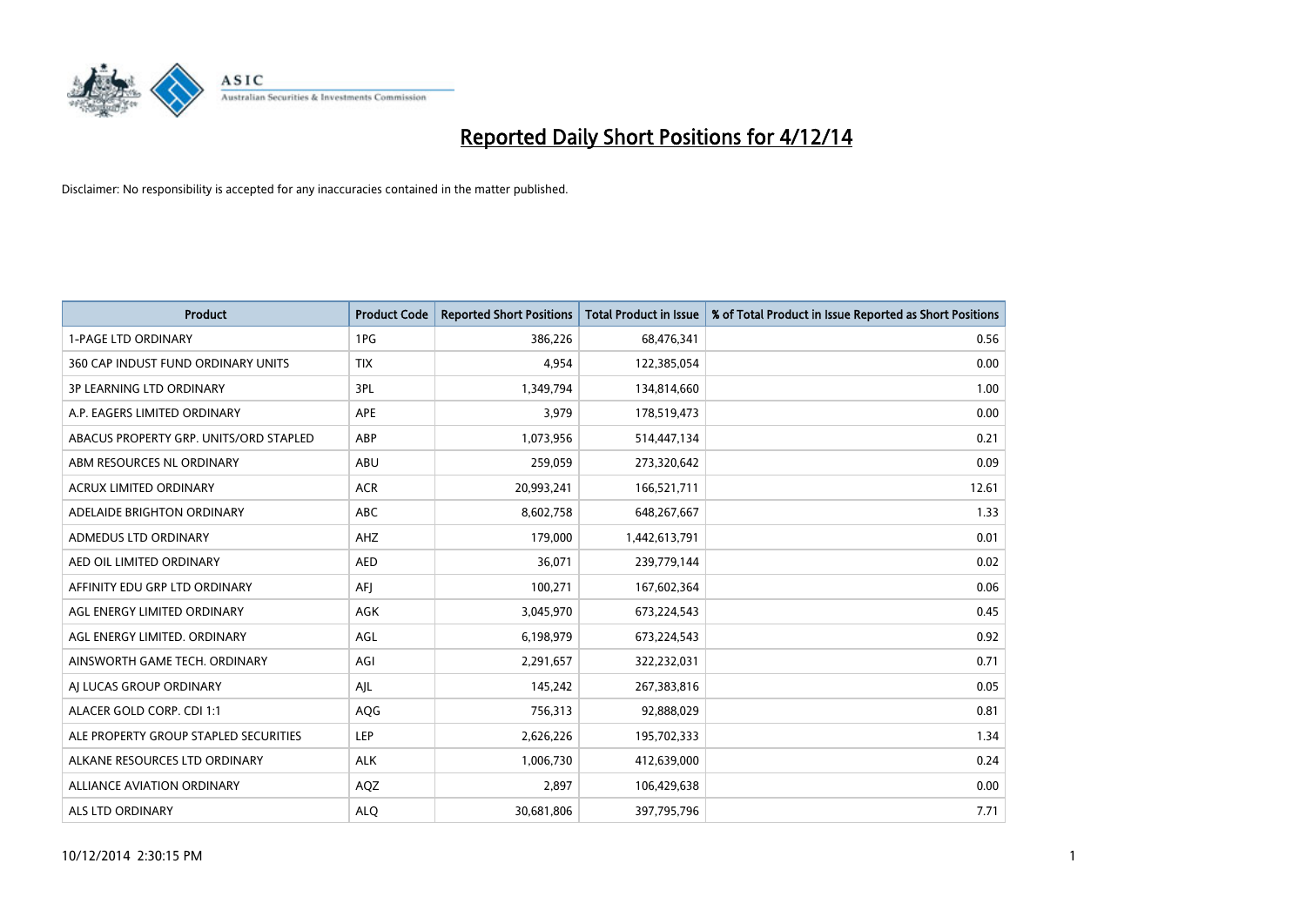# Reported Daily Short Positions for 4/12/14

Disclaimer: No responsibility is accepted for any inaccuracies contained in the matter published.

| Product | Product Code | Reported Short Positions | Total Product in Issue | % of Total Product in Issue Reported as Short Positions |
|---|---|---|---|---|
| 1-PAGE LTD ORDINARY | 1PG | 386,226 | 68,476,341 | 0.56 |
| 360 CAP INDUST FUND ORDINARY UNITS | TIX | 4,954 | 122,385,054 | 0.00 |
| 3P LEARNING LTD ORDINARY | 3PL | 1,349,794 | 134,814,660 | 1.00 |
| A.P. EAGERS LIMITED ORDINARY | APE | 3,979 | 178,519,473 | 0.00 |
| ABACUS PROPERTY GRP. UNITS/ORD STAPLED | ABP | 1,073,956 | 514,447,134 | 0.21 |
| ABM RESOURCES NL ORDINARY | ABU | 259,059 | 273,320,642 | 0.09 |
| ACRUX LIMITED ORDINARY | ACR | 20,993,241 | 166,521,711 | 12.61 |
| ADELAIDE BRIGHTON ORDINARY | ABC | 8,602,758 | 648,267,667 | 1.33 |
| ADMEDUS LTD ORDINARY | AHZ | 179,000 | 1,442,613,791 | 0.01 |
| AED OIL LIMITED ORDINARY | AED | 36,071 | 239,779,144 | 0.02 |
| AFFINITY EDU GRP LTD ORDINARY | AFJ | 100,271 | 167,602,364 | 0.06 |
| AGL ENERGY LIMITED ORDINARY | AGK | 3,045,970 | 673,224,543 | 0.45 |
| AGL ENERGY LIMITED. ORDINARY | AGL | 6,198,979 | 673,224,543 | 0.92 |
| AINSWORTH GAME TECH. ORDINARY | AGI | 2,291,657 | 322,232,031 | 0.71 |
| AJ LUCAS GROUP ORDINARY | AJL | 145,242 | 267,383,816 | 0.05 |
| ALACER GOLD CORP. CDI 1:1 | AQG | 756,313 | 92,888,029 | 0.81 |
| ALE PROPERTY GROUP STAPLED SECURITIES | LEP | 2,626,226 | 195,702,333 | 1.34 |
| ALKANE RESOURCES LTD ORDINARY | ALK | 1,006,730 | 412,639,000 | 0.24 |
| ALLIANCE AVIATION ORDINARY | AQZ | 2,897 | 106,429,638 | 0.00 |
| ALS LTD ORDINARY | ALQ | 30,681,806 | 397,795,796 | 7.71 |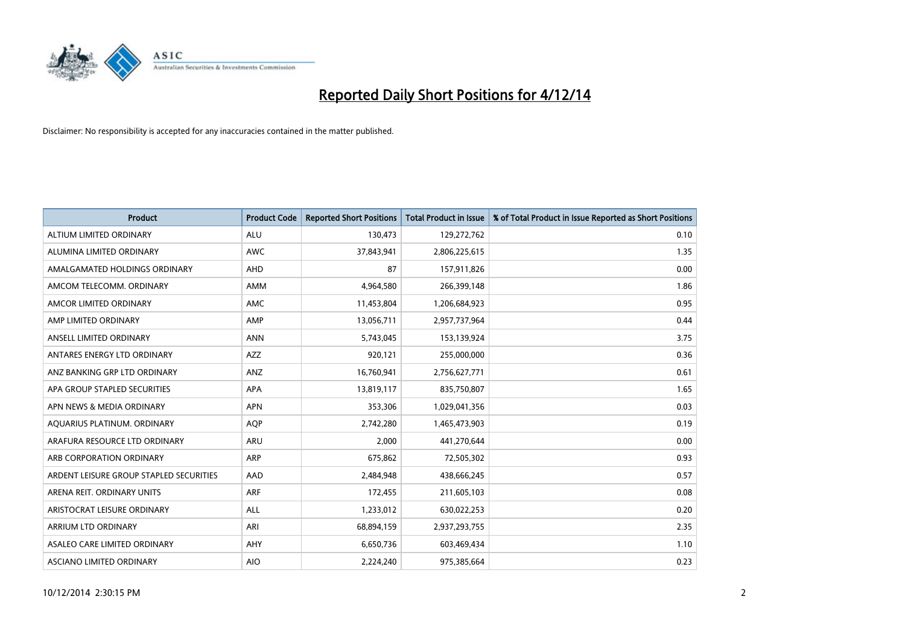# Reported Daily Short Positions for 4/12/14

Disclaimer: No responsibility is accepted for any inaccuracies contained in the matter published.

| Product | Product Code | Reported Short Positions | Total Product in Issue | % of Total Product in Issue Reported as Short Positions |
|---|---|---|---|---|
| ALTIUM LIMITED ORDINARY | ALU | 130,473 | 129,272,762 | 0.10 |
| ALUMINA LIMITED ORDINARY | AWC | 37,843,941 | 2,806,225,615 | 1.35 |
| AMALGAMATED HOLDINGS ORDINARY | AHD | 87 | 157,911,826 | 0.00 |
| AMCOM TELECOMM. ORDINARY | AMM | 4,964,580 | 266,399,148 | 1.86 |
| AMCOR LIMITED ORDINARY | AMC | 11,453,804 | 1,206,684,923 | 0.95 |
| AMP LIMITED ORDINARY | AMP | 13,056,711 | 2,957,737,964 | 0.44 |
| ANSELL LIMITED ORDINARY | ANN | 5,743,045 | 153,139,924 | 3.75 |
| ANTARES ENERGY LTD ORDINARY | AZZ | 920,121 | 255,000,000 | 0.36 |
| ANZ BANKING GRP LTD ORDINARY | ANZ | 16,760,941 | 2,756,627,771 | 0.61 |
| APA GROUP STAPLED SECURITIES | APA | 13,819,117 | 835,750,807 | 1.65 |
| APN NEWS & MEDIA ORDINARY | APN | 353,306 | 1,029,041,356 | 0.03 |
| AQUARIUS PLATINUM. ORDINARY | AQP | 2,742,280 | 1,465,473,903 | 0.19 |
| ARAFURA RESOURCE LTD ORDINARY | ARU | 2,000 | 441,270,644 | 0.00 |
| ARB CORPORATION ORDINARY | ARP | 675,862 | 72,505,302 | 0.93 |
| ARDENT LEISURE GROUP STAPLED SECURITIES | AAD | 2,484,948 | 438,666,245 | 0.57 |
| ARENA REIT. ORDINARY UNITS | ARF | 172,455 | 211,605,103 | 0.08 |
| ARISTOCRAT LEISURE ORDINARY | ALL | 1,233,012 | 630,022,253 | 0.20 |
| ARRIUM LTD ORDINARY | ARI | 68,894,159 | 2,937,293,755 | 2.35 |
| ASALEO CARE LIMITED ORDINARY | AHY | 6,650,736 | 603,469,434 | 1.10 |
| ASCIANO LIMITED ORDINARY | AIO | 2,224,240 | 975,385,664 | 0.23 |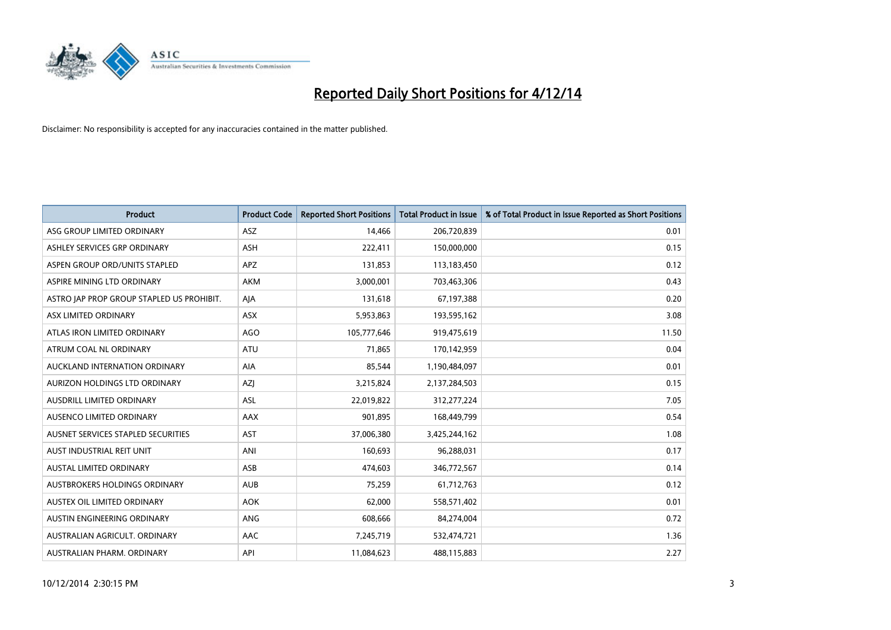# Reported Daily Short Positions for 4/12/14

Disclaimer: No responsibility is accepted for any inaccuracies contained in the matter published.

| Product | Product Code | Reported Short Positions | Total Product in Issue | % of Total Product in Issue Reported as Short Positions |
|---|---|---|---|---|
| ASG GROUP LIMITED ORDINARY | ASZ | 14,466 | 206,720,839 | 0.01 |
| ASHLEY SERVICES GRP ORDINARY | ASH | 222,411 | 150,000,000 | 0.15 |
| ASPEN GROUP ORD/UNITS STAPLED | APZ | 131,853 | 113,183,450 | 0.12 |
| ASPIRE MINING LTD ORDINARY | AKM | 3,000,001 | 703,463,306 | 0.43 |
| ASTRO JAP PROP GROUP STAPLED US PROHIBIT. | AJA | 131,618 | 67,197,388 | 0.20 |
| ASX LIMITED ORDINARY | ASX | 5,953,863 | 193,595,162 | 3.08 |
| ATLAS IRON LIMITED ORDINARY | AGO | 105,777,646 | 919,475,619 | 11.50 |
| ATRUM COAL NL ORDINARY | ATU | 71,865 | 170,142,959 | 0.04 |
| AUCKLAND INTERNATION ORDINARY | AIA | 85,544 | 1,190,484,097 | 0.01 |
| AURIZON HOLDINGS LTD ORDINARY | AZJ | 3,215,824 | 2,137,284,503 | 0.15 |
| AUSDRILL LIMITED ORDINARY | ASL | 22,019,822 | 312,277,224 | 7.05 |
| AUSENCO LIMITED ORDINARY | AAX | 901,895 | 168,449,799 | 0.54 |
| AUSNET SERVICES STAPLED SECURITIES | AST | 37,006,380 | 3,425,244,162 | 1.08 |
| AUST INDUSTRIAL REIT UNIT | ANI | 160,693 | 96,288,031 | 0.17 |
| AUSTAL LIMITED ORDINARY | ASB | 474,603 | 346,772,567 | 0.14 |
| AUSTBROKERS HOLDINGS ORDINARY | AUB | 75,259 | 61,712,763 | 0.12 |
| AUSTEX OIL LIMITED ORDINARY | AOK | 62,000 | 558,571,402 | 0.01 |
| AUSTIN ENGINEERING ORDINARY | ANG | 608,666 | 84,274,004 | 0.72 |
| AUSTRALIAN AGRICULT. ORDINARY | AAC | 7,245,719 | 532,474,721 | 1.36 |
| AUSTRALIAN PHARM. ORDINARY | API | 11,084,623 | 488,115,883 | 2.27 |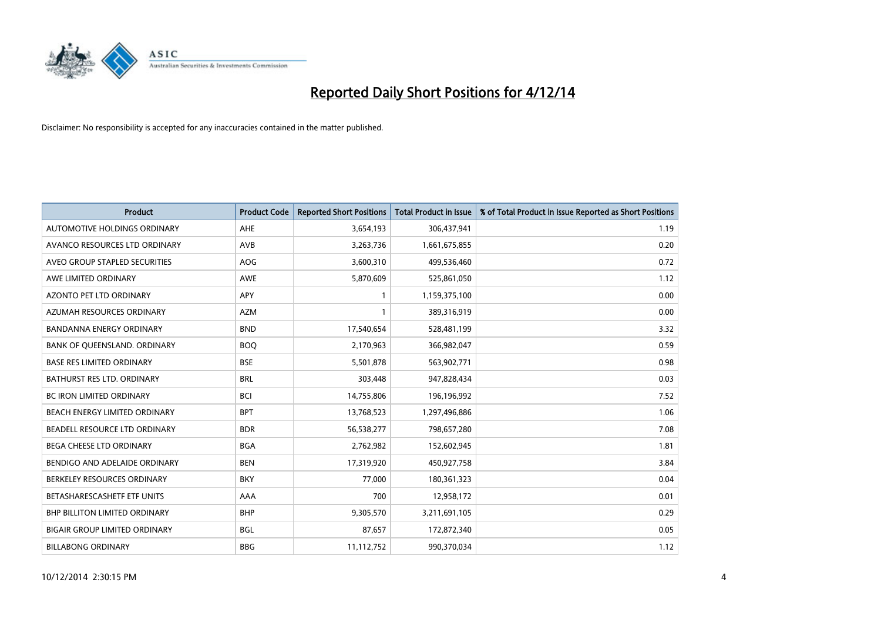# Reported Daily Short Positions for 4/12/14

Disclaimer: No responsibility is accepted for any inaccuracies contained in the matter published.

| Product | Product Code | Reported Short Positions | Total Product in Issue | % of Total Product in Issue Reported as Short Positions |
|---|---|---|---|---|
| AUTOMOTIVE HOLDINGS ORDINARY | AHE | 3,654,193 | 306,437,941 | 1.19 |
| AVANCO RESOURCES LTD ORDINARY | AVB | 3,263,736 | 1,661,675,855 | 0.20 |
| AVEO GROUP STAPLED SECURITIES | AOG | 3,600,310 | 499,536,460 | 0.72 |
| AWE LIMITED ORDINARY | AWE | 5,870,609 | 525,861,050 | 1.12 |
| AZONTO PET LTD ORDINARY | APY | 1 | 1,159,375,100 | 0.00 |
| AZUMAH RESOURCES ORDINARY | AZM | 1 | 389,316,919 | 0.00 |
| BANDANNA ENERGY ORDINARY | BND | 17,540,654 | 528,481,199 | 3.32 |
| BANK OF QUEENSLAND. ORDINARY | BOQ | 2,170,963 | 366,982,047 | 0.59 |
| BASE RES LIMITED ORDINARY | BSE | 5,501,878 | 563,902,771 | 0.98 |
| BATHURST RES LTD. ORDINARY | BRL | 303,448 | 947,828,434 | 0.03 |
| BC IRON LIMITED ORDINARY | BCI | 14,755,806 | 196,196,992 | 7.52 |
| BEACH ENERGY LIMITED ORDINARY | BPT | 13,768,523 | 1,297,496,886 | 1.06 |
| BEADELL RESOURCE LTD ORDINARY | BDR | 56,538,277 | 798,657,280 | 7.08 |
| BEGA CHEESE LTD ORDINARY | BGA | 2,762,982 | 152,602,945 | 1.81 |
| BENDIGO AND ADELAIDE ORDINARY | BEN | 17,319,920 | 450,927,758 | 3.84 |
| BERKELEY RESOURCES ORDINARY | BKY | 77,000 | 180,361,323 | 0.04 |
| BETASHARESCASHETF ETF UNITS | AAA | 700 | 12,958,172 | 0.01 |
| BHP BILLITON LIMITED ORDINARY | BHP | 9,305,570 | 3,211,691,105 | 0.29 |
| BIGAIR GROUP LIMITED ORDINARY | BGL | 87,657 | 172,872,340 | 0.05 |
| BILLABONG ORDINARY | BBG | 11,112,752 | 990,370,034 | 1.12 |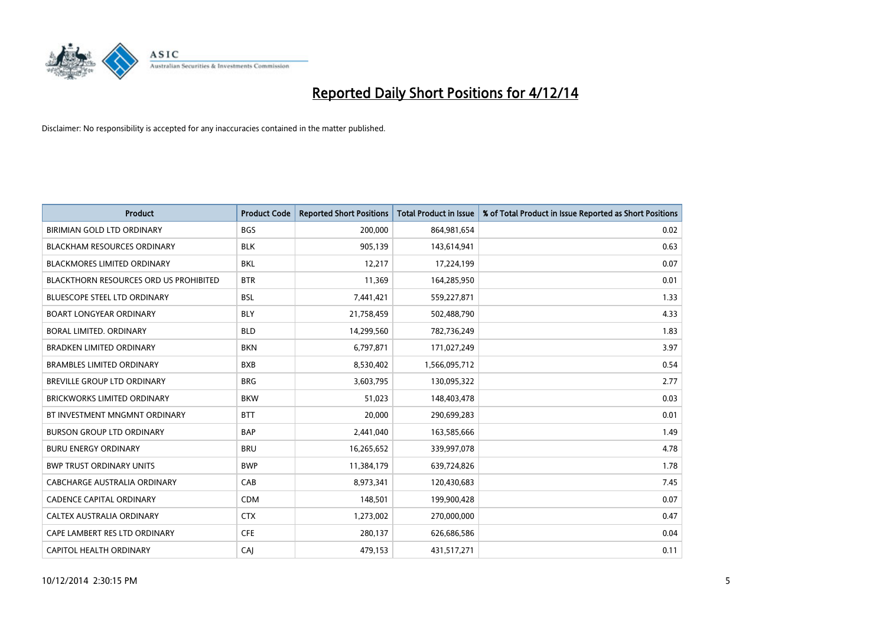# Reported Daily Short Positions for 4/12/14

Disclaimer: No responsibility is accepted for any inaccuracies contained in the matter published.

| Product | Product Code | Reported Short Positions | Total Product in Issue | % of Total Product in Issue Reported as Short Positions |
|---|---|---|---|---|
| BIRIMIAN GOLD LTD ORDINARY | BGS | 200,000 | 864,981,654 | 0.02 |
| BLACKHAM RESOURCES ORDINARY | BLK | 905,139 | 143,614,941 | 0.63 |
| BLACKMORES LIMITED ORDINARY | BKL | 12,217 | 17,224,199 | 0.07 |
| BLACKTHORN RESOURCES ORD US PROHIBITED | BTR | 11,369 | 164,285,950 | 0.01 |
| BLUESCOPE STEEL LTD ORDINARY | BSL | 7,441,421 | 559,227,871 | 1.33 |
| BOART LONGYEAR ORDINARY | BLY | 21,758,459 | 502,488,790 | 4.33 |
| BORAL LIMITED. ORDINARY | BLD | 14,299,560 | 782,736,249 | 1.83 |
| BRADKEN LIMITED ORDINARY | BKN | 6,797,871 | 171,027,249 | 3.97 |
| BRAMBLES LIMITED ORDINARY | BXB | 8,530,402 | 1,566,095,712 | 0.54 |
| BREVILLE GROUP LTD ORDINARY | BRG | 3,603,795 | 130,095,322 | 2.77 |
| BRICKWORKS LIMITED ORDINARY | BKW | 51,023 | 148,403,478 | 0.03 |
| BT INVESTMENT MNGMNT ORDINARY | BTT | 20,000 | 290,699,283 | 0.01 |
| BURSON GROUP LTD ORDINARY | BAP | 2,441,040 | 163,585,666 | 1.49 |
| BURU ENERGY ORDINARY | BRU | 16,265,652 | 339,997,078 | 4.78 |
| BWP TRUST ORDINARY UNITS | BWP | 11,384,179 | 639,724,826 | 1.78 |
| CABCHARGE AUSTRALIA ORDINARY | CAB | 8,973,341 | 120,430,683 | 7.45 |
| CADENCE CAPITAL ORDINARY | CDM | 148,501 | 199,900,428 | 0.07 |
| CALTEX AUSTRALIA ORDINARY | CTX | 1,273,002 | 270,000,000 | 0.47 |
| CAPE LAMBERT RES LTD ORDINARY | CFE | 280,137 | 626,686,586 | 0.04 |
| CAPITOL HEALTH ORDINARY | CAJ | 479,153 | 431,517,271 | 0.11 |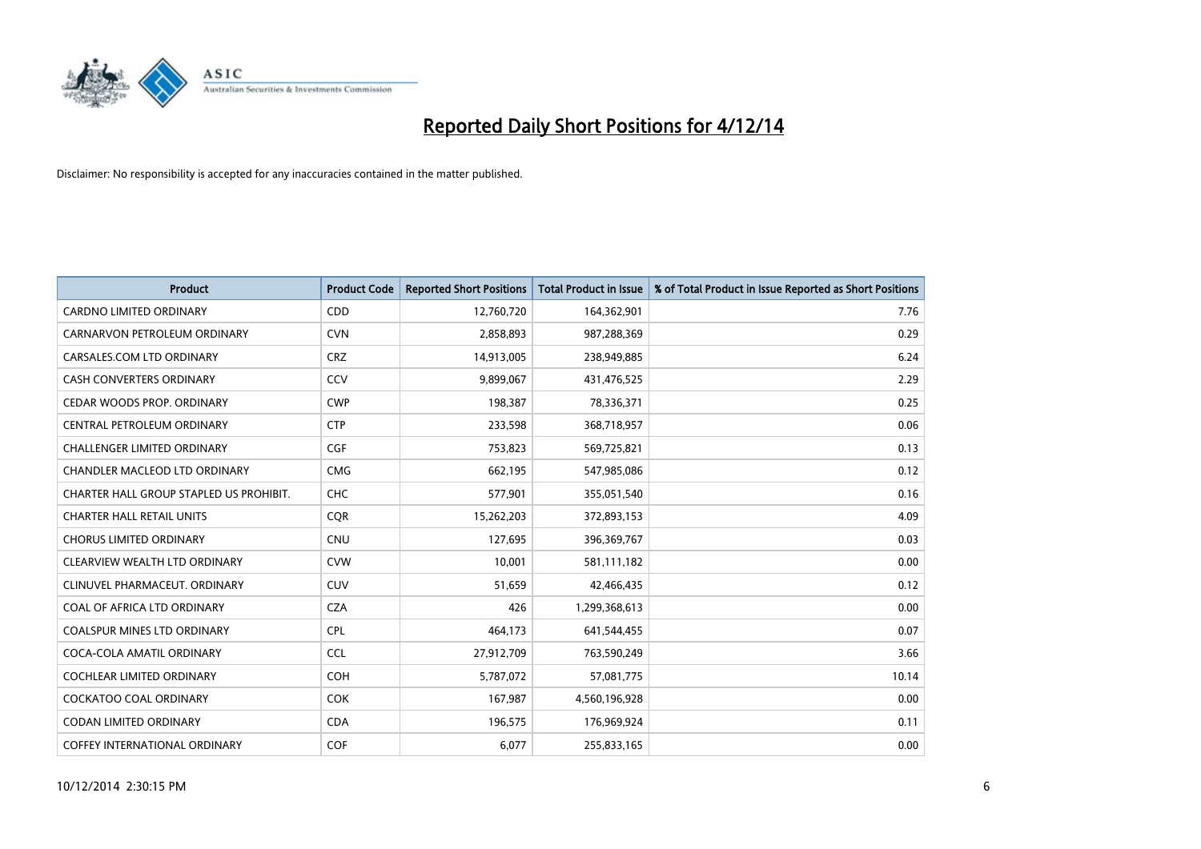# Reported Daily Short Positions for 4/12/14

Disclaimer: No responsibility is accepted for any inaccuracies contained in the matter published.

| Product | Product Code | Reported Short Positions | Total Product in Issue | % of Total Product in Issue Reported as Short Positions |
|---|---|---|---|---|
| CARDNO LIMITED ORDINARY | CDD | 12,760,720 | 164,362,901 | 7.76 |
| CARNARVON PETROLEUM ORDINARY | CVN | 2,858,893 | 987,288,369 | 0.29 |
| CARSALES.COM LTD ORDINARY | CRZ | 14,913,005 | 238,949,885 | 6.24 |
| CASH CONVERTERS ORDINARY | CCV | 9,899,067 | 431,476,525 | 2.29 |
| CEDAR WOODS PROP. ORDINARY | CWP | 198,387 | 78,336,371 | 0.25 |
| CENTRAL PETROLEUM ORDINARY | CTP | 233,598 | 368,718,957 | 0.06 |
| CHALLENGER LIMITED ORDINARY | CGF | 753,823 | 569,725,821 | 0.13 |
| CHANDLER MACLEOD LTD ORDINARY | CMG | 662,195 | 547,985,086 | 0.12 |
| CHARTER HALL GROUP STAPLED US PROHIBIT. | CHC | 577,901 | 355,051,540 | 0.16 |
| CHARTER HALL RETAIL UNITS | CQR | 15,262,203 | 372,893,153 | 4.09 |
| CHORUS LIMITED ORDINARY | CNU | 127,695 | 396,369,767 | 0.03 |
| CLEARVIEW WEALTH LTD ORDINARY | CVW | 10,001 | 581,111,182 | 0.00 |
| CLINUVEL PHARMACEUT. ORDINARY | CUV | 51,659 | 42,466,435 | 0.12 |
| COAL OF AFRICA LTD ORDINARY | CZA | 426 | 1,299,368,613 | 0.00 |
| COALSPUR MINES LTD ORDINARY | CPL | 464,173 | 641,544,455 | 0.07 |
| COCA-COLA AMATIL ORDINARY | CCL | 27,912,709 | 763,590,249 | 3.66 |
| COCHLEAR LIMITED ORDINARY | COH | 5,787,072 | 57,081,775 | 10.14 |
| COCKATOO COAL ORDINARY | COK | 167,987 | 4,560,196,928 | 0.00 |
| CODAN LIMITED ORDINARY | CDA | 196,575 | 176,969,924 | 0.11 |
| COFFEY INTERNATIONAL ORDINARY | COF | 6,077 | 255,833,165 | 0.00 |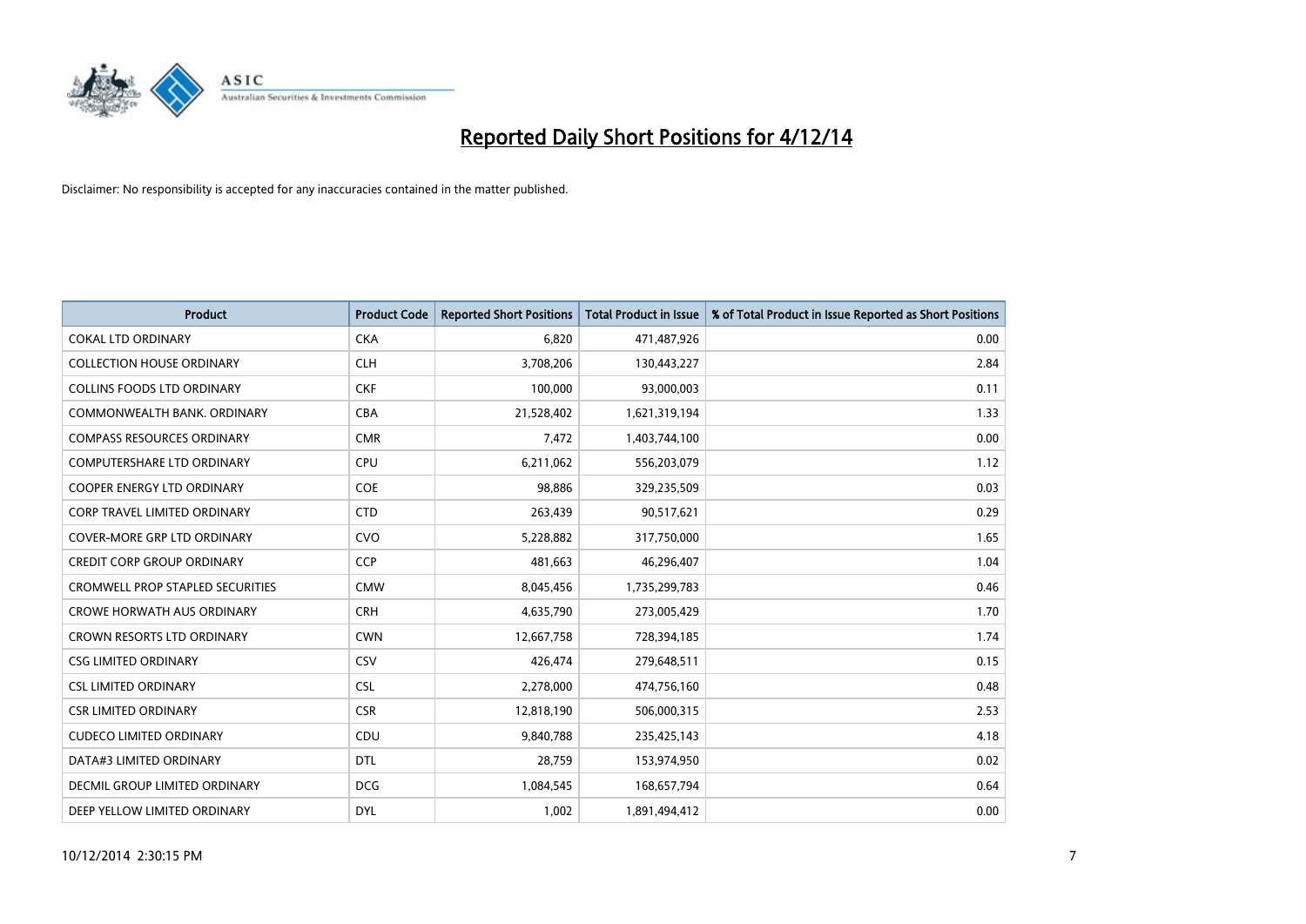# Reported Daily Short Positions for 4/12/14

Disclaimer: No responsibility is accepted for any inaccuracies contained in the matter published.

| Product | Product Code | Reported Short Positions | Total Product in Issue | % of Total Product in Issue Reported as Short Positions |
|---|---|---|---|---|
| COKAL LTD ORDINARY | CKA | 6,820 | 471,487,926 | 0.00 |
| COLLECTION HOUSE ORDINARY | CLH | 3,708,206 | 130,443,227 | 2.84 |
| COLLINS FOODS LTD ORDINARY | CKF | 100,000 | 93,000,003 | 0.11 |
| COMMONWEALTH BANK. ORDINARY | CBA | 21,528,402 | 1,621,319,194 | 1.33 |
| COMPASS RESOURCES ORDINARY | CMR | 7,472 | 1,403,744,100 | 0.00 |
| COMPUTERSHARE LTD ORDINARY | CPU | 6,211,062 | 556,203,079 | 1.12 |
| COOPER ENERGY LTD ORDINARY | COE | 98,886 | 329,235,509 | 0.03 |
| CORP TRAVEL LIMITED ORDINARY | CTD | 263,439 | 90,517,621 | 0.29 |
| COVER-MORE GRP LTD ORDINARY | CVO | 5,228,882 | 317,750,000 | 1.65 |
| CREDIT CORP GROUP ORDINARY | CCP | 481,663 | 46,296,407 | 1.04 |
| CROMWELL PROP STAPLED SECURITIES | CMW | 8,045,456 | 1,735,299,783 | 0.46 |
| CROWE HORWATH AUS ORDINARY | CRH | 4,635,790 | 273,005,429 | 1.70 |
| CROWN RESORTS LTD ORDINARY | CWN | 12,667,758 | 728,394,185 | 1.74 |
| CSG LIMITED ORDINARY | CSV | 426,474 | 279,648,511 | 0.15 |
| CSL LIMITED ORDINARY | CSL | 2,278,000 | 474,756,160 | 0.48 |
| CSR LIMITED ORDINARY | CSR | 12,818,190 | 506,000,315 | 2.53 |
| CUDECO LIMITED ORDINARY | CDU | 9,840,788 | 235,425,143 | 4.18 |
| DATA#3 LIMITED ORDINARY | DTL | 28,759 | 153,974,950 | 0.02 |
| DECMIL GROUP LIMITED ORDINARY | DCG | 1,084,545 | 168,657,794 | 0.64 |
| DEEP YELLOW LIMITED ORDINARY | DYL | 1,002 | 1,891,494,412 | 0.00 |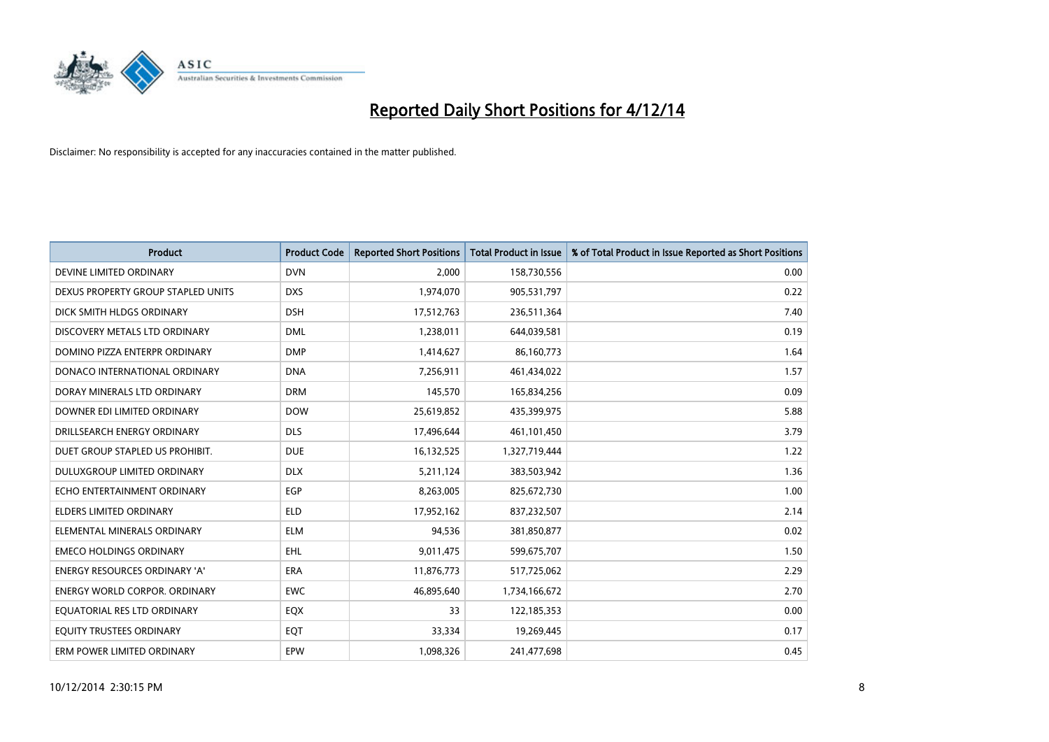# Reported Daily Short Positions for 4/12/14

Disclaimer: No responsibility is accepted for any inaccuracies contained in the matter published.

| Product | Product Code | Reported Short Positions | Total Product in Issue | % of Total Product in Issue Reported as Short Positions |
|---|---|---|---|---|
| DEVINE LIMITED ORDINARY | DVN | 2,000 | 158,730,556 | 0.00 |
| DEXUS PROPERTY GROUP STAPLED UNITS | DXS | 1,974,070 | 905,531,797 | 0.22 |
| DICK SMITH HLDGS ORDINARY | DSH | 17,512,763 | 236,511,364 | 7.40 |
| DISCOVERY METALS LTD ORDINARY | DML | 1,238,011 | 644,039,581 | 0.19 |
| DOMINO PIZZA ENTERPR ORDINARY | DMP | 1,414,627 | 86,160,773 | 1.64 |
| DONACO INTERNATIONAL ORDINARY | DNA | 7,256,911 | 461,434,022 | 1.57 |
| DORAY MINERALS LTD ORDINARY | DRM | 145,570 | 165,834,256 | 0.09 |
| DOWNER EDI LIMITED ORDINARY | DOW | 25,619,852 | 435,399,975 | 5.88 |
| DRILLSEARCH ENERGY ORDINARY | DLS | 17,496,644 | 461,101,450 | 3.79 |
| DUET GROUP STAPLED US PROHIBIT. | DUE | 16,132,525 | 1,327,719,444 | 1.22 |
| DULUXGROUP LIMITED ORDINARY | DLX | 5,211,124 | 383,503,942 | 1.36 |
| ECHO ENTERTAINMENT ORDINARY | EGP | 8,263,005 | 825,672,730 | 1.00 |
| ELDERS LIMITED ORDINARY | ELD | 17,952,162 | 837,232,507 | 2.14 |
| ELEMENTAL MINERALS ORDINARY | ELM | 94,536 | 381,850,877 | 0.02 |
| EMECO HOLDINGS ORDINARY | EHL | 9,011,475 | 599,675,707 | 1.50 |
| ENERGY RESOURCES ORDINARY 'A' | ERA | 11,876,773 | 517,725,062 | 2.29 |
| ENERGY WORLD CORPOR. ORDINARY | EWC | 46,895,640 | 1,734,166,672 | 2.70 |
| EQUATORIAL RES LTD ORDINARY | EQX | 33 | 122,185,353 | 0.00 |
| EQUITY TRUSTEES ORDINARY | EQT | 33,334 | 19,269,445 | 0.17 |
| ERM POWER LIMITED ORDINARY | EPW | 1,098,326 | 241,477,698 | 0.45 |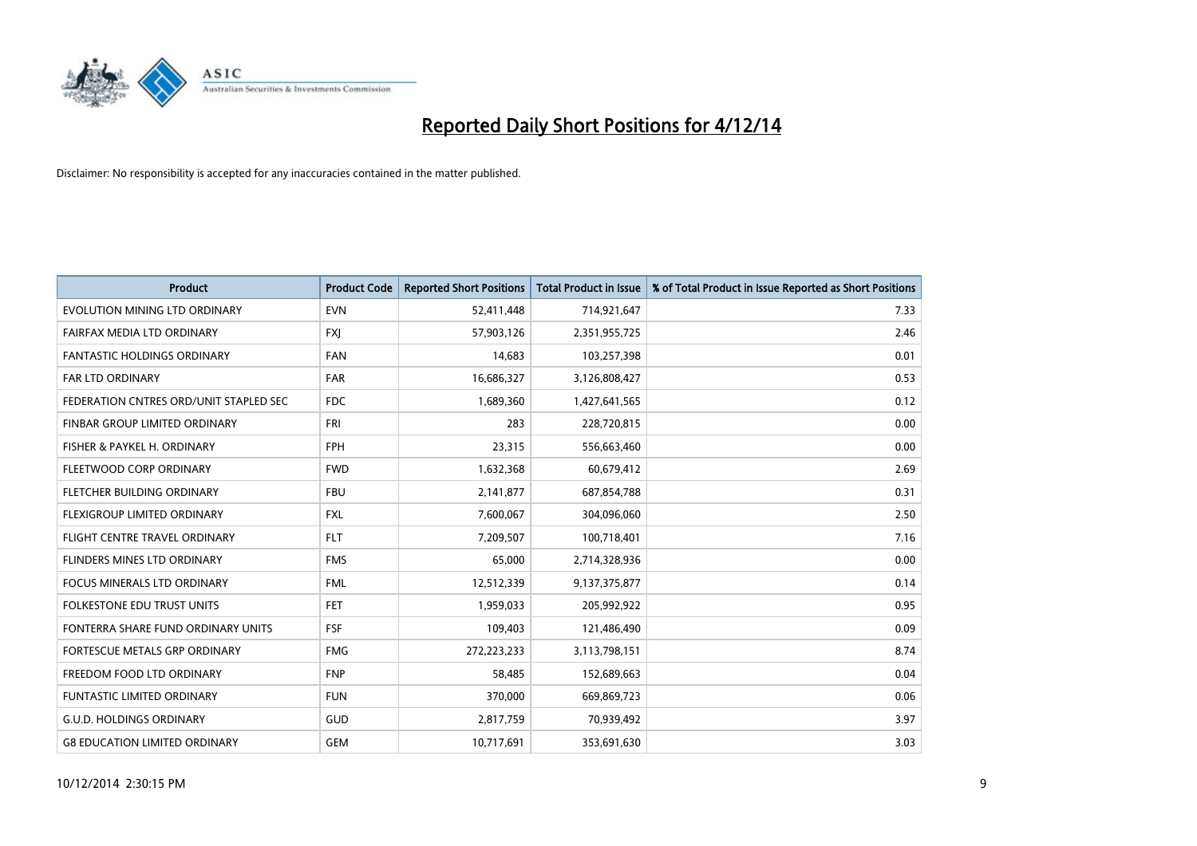# Reported Daily Short Positions for 4/12/14

Disclaimer: No responsibility is accepted for any inaccuracies contained in the matter published.

| Product | Product Code | Reported Short Positions | Total Product in Issue | % of Total Product in Issue Reported as Short Positions |
|---|---|---|---|---|
| EVOLUTION MINING LTD ORDINARY | EVN | 52,411,448 | 714,921,647 | 7.33 |
| FAIRFAX MEDIA LTD ORDINARY | FXJ | 57,903,126 | 2,351,955,725 | 2.46 |
| FANTASTIC HOLDINGS ORDINARY | FAN | 14,683 | 103,257,398 | 0.01 |
| FAR LTD ORDINARY | FAR | 16,686,327 | 3,126,808,427 | 0.53 |
| FEDERATION CNTRES ORD/UNIT STAPLED SEC | FDC | 1,689,360 | 1,427,641,565 | 0.12 |
| FINBAR GROUP LIMITED ORDINARY | FRI | 283 | 228,720,815 | 0.00 |
| FISHER & PAYKEL H. ORDINARY | FPH | 23,315 | 556,663,460 | 0.00 |
| FLEETWOOD CORP ORDINARY | FWD | 1,632,368 | 60,679,412 | 2.69 |
| FLETCHER BUILDING ORDINARY | FBU | 2,141,877 | 687,854,788 | 0.31 |
| FLEXIGROUP LIMITED ORDINARY | FXL | 7,600,067 | 304,096,060 | 2.50 |
| FLIGHT CENTRE TRAVEL ORDINARY | FLT | 7,209,507 | 100,718,401 | 7.16 |
| FLINDERS MINES LTD ORDINARY | FMS | 65,000 | 2,714,328,936 | 0.00 |
| FOCUS MINERALS LTD ORDINARY | FML | 12,512,339 | 9,137,375,877 | 0.14 |
| FOLKESTONE EDU TRUST UNITS | FET | 1,959,033 | 205,992,922 | 0.95 |
| FONTERRA SHARE FUND ORDINARY UNITS | FSF | 109,403 | 121,486,490 | 0.09 |
| FORTESCUE METALS GRP ORDINARY | FMG | 272,223,233 | 3,113,798,151 | 8.74 |
| FREEDOM FOOD LTD ORDINARY | FNP | 58,485 | 152,689,663 | 0.04 |
| FUNTASTIC LIMITED ORDINARY | FUN | 370,000 | 669,869,723 | 0.06 |
| G.U.D. HOLDINGS ORDINARY | GUD | 2,817,759 | 70,939,492 | 3.97 |
| G8 EDUCATION LIMITED ORDINARY | GEM | 10,717,691 | 353,691,630 | 3.03 |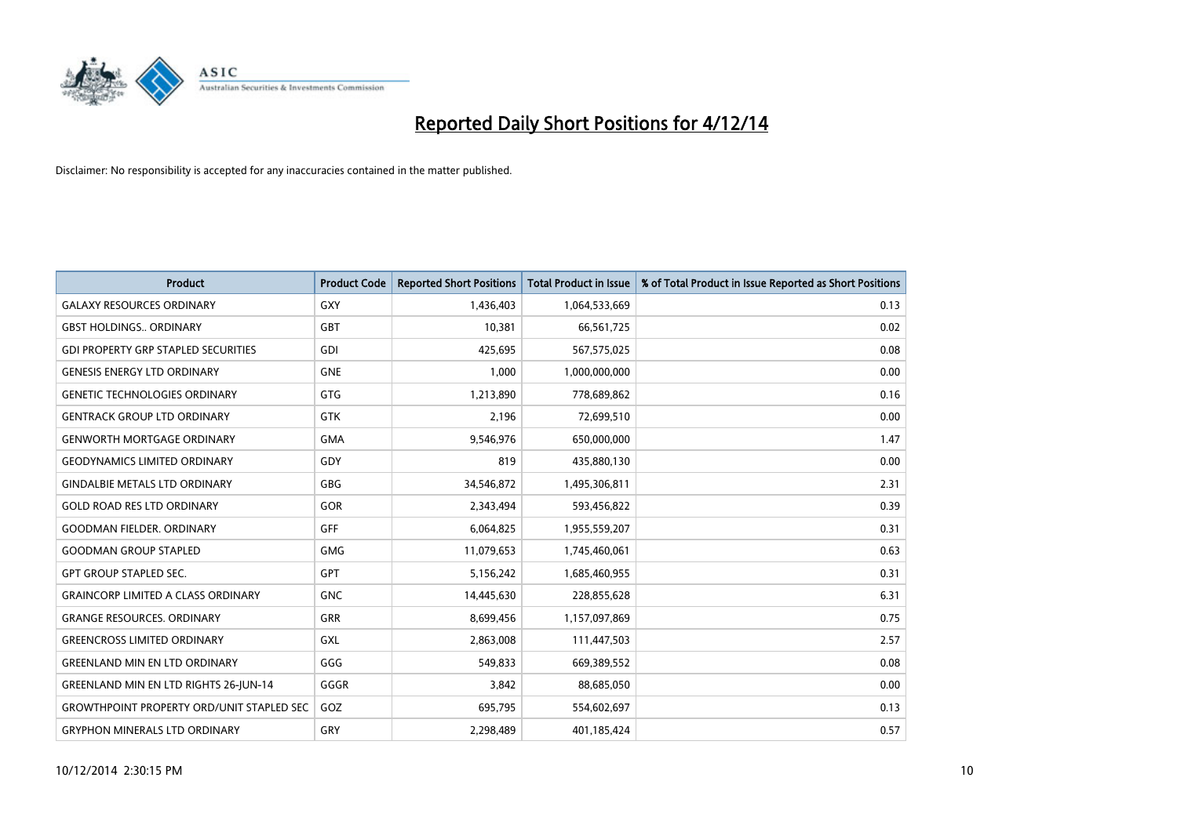# Reported Daily Short Positions for 4/12/14

Disclaimer: No responsibility is accepted for any inaccuracies contained in the matter published.

| Product | Product Code | Reported Short Positions | Total Product in Issue | % of Total Product in Issue Reported as Short Positions |
|---|---|---|---|---|
| GALAXY RESOURCES ORDINARY | GXY | 1,436,403 | 1,064,533,669 | 0.13 |
| GBST HOLDINGS.. ORDINARY | GBT | 10,381 | 66,561,725 | 0.02 |
| GDI PROPERTY GRP STAPLED SECURITIES | GDI | 425,695 | 567,575,025 | 0.08 |
| GENESIS ENERGY LTD ORDINARY | GNE | 1,000 | 1,000,000,000 | 0.00 |
| GENETIC TECHNOLOGIES ORDINARY | GTG | 1,213,890 | 778,689,862 | 0.16 |
| GENTRACK GROUP LTD ORDINARY | GTK | 2,196 | 72,699,510 | 0.00 |
| GENWORTH MORTGAGE ORDINARY | GMA | 9,546,976 | 650,000,000 | 1.47 |
| GEODYNAMICS LIMITED ORDINARY | GDY | 819 | 435,880,130 | 0.00 |
| GINDALBIE METALS LTD ORDINARY | GBG | 34,546,872 | 1,495,306,811 | 2.31 |
| GOLD ROAD RES LTD ORDINARY | GOR | 2,343,494 | 593,456,822 | 0.39 |
| GOODMAN FIELDER. ORDINARY | GFF | 6,064,825 | 1,955,559,207 | 0.31 |
| GOODMAN GROUP STAPLED | GMG | 11,079,653 | 1,745,460,061 | 0.63 |
| GPT GROUP STAPLED SEC. | GPT | 5,156,242 | 1,685,460,955 | 0.31 |
| GRAINCORP LIMITED A CLASS ORDINARY | GNC | 14,445,630 | 228,855,628 | 6.31 |
| GRANGE RESOURCES. ORDINARY | GRR | 8,699,456 | 1,157,097,869 | 0.75 |
| GREENCROSS LIMITED ORDINARY | GXL | 2,863,008 | 111,447,503 | 2.57 |
| GREENLAND MIN EN LTD ORDINARY | GGG | 549,833 | 669,389,552 | 0.08 |
| GREENLAND MIN EN LTD RIGHTS 26-JUN-14 | GGGR | 3,842 | 88,685,050 | 0.00 |
| GROWTHPOINT PROPERTY ORD/UNIT STAPLED SEC | GOZ | 695,795 | 554,602,697 | 0.13 |
| GRYPHON MINERALS LTD ORDINARY | GRY | 2,298,489 | 401,185,424 | 0.57 |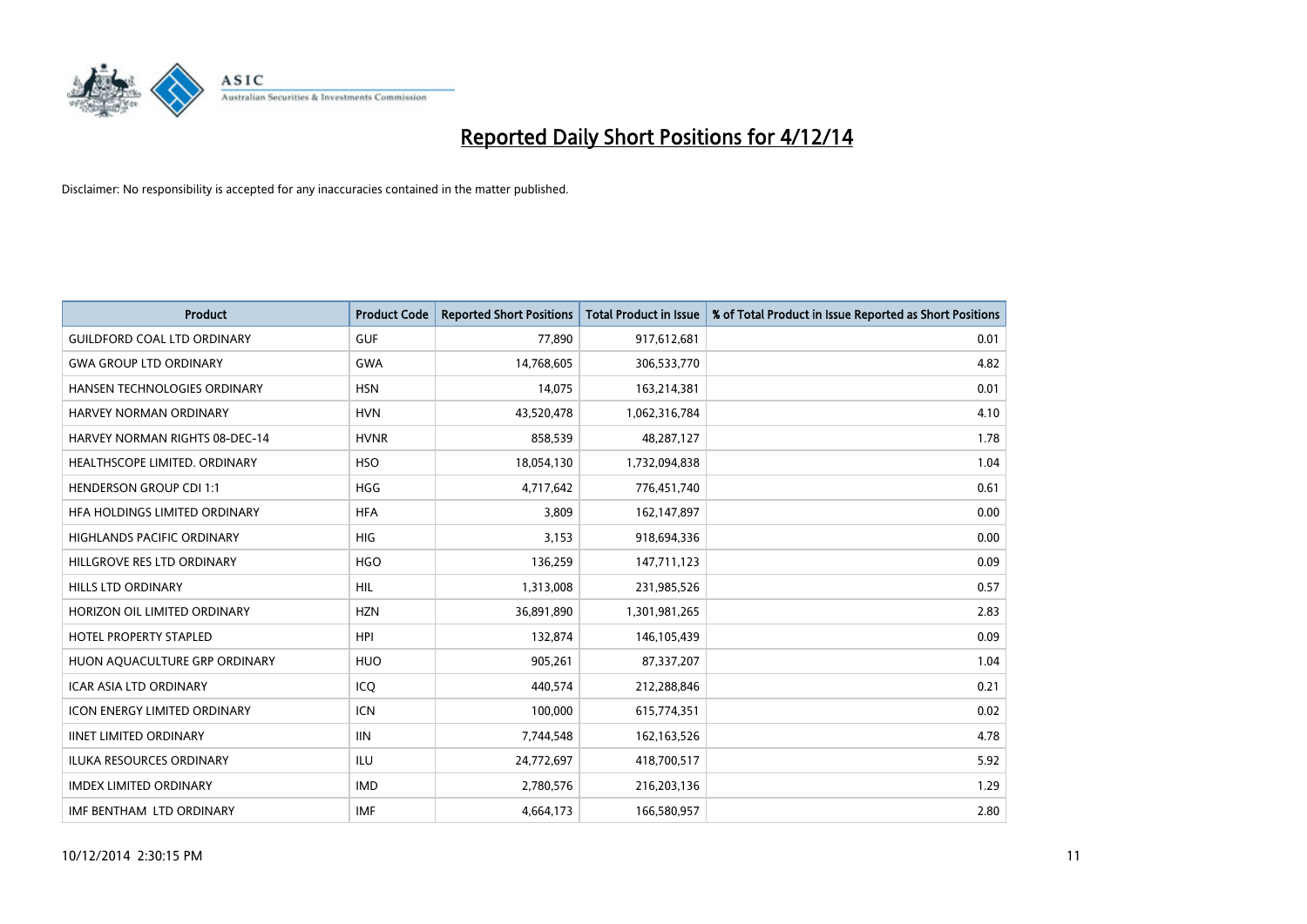# Reported Daily Short Positions for 4/12/14

Disclaimer: No responsibility is accepted for any inaccuracies contained in the matter published.

| Product | Product Code | Reported Short Positions | Total Product in Issue | % of Total Product in Issue Reported as Short Positions |
|---|---|---|---|---|
| GUILDFORD COAL LTD ORDINARY | GUF | 77,890 | 917,612,681 | 0.01 |
| GWA GROUP LTD ORDINARY | GWA | 14,768,605 | 306,533,770 | 4.82 |
| HANSEN TECHNOLOGIES ORDINARY | HSN | 14,075 | 163,214,381 | 0.01 |
| HARVEY NORMAN ORDINARY | HVN | 43,520,478 | 1,062,316,784 | 4.10 |
| HARVEY NORMAN RIGHTS 08-DEC-14 | HVNR | 858,539 | 48,287,127 | 1.78 |
| HEALTHSCOPE LIMITED. ORDINARY | HSO | 18,054,130 | 1,732,094,838 | 1.04 |
| HENDERSON GROUP CDI 1:1 | HGG | 4,717,642 | 776,451,740 | 0.61 |
| HFA HOLDINGS LIMITED ORDINARY | HFA | 3,809 | 162,147,897 | 0.00 |
| HIGHLANDS PACIFIC ORDINARY | HIG | 3,153 | 918,694,336 | 0.00 |
| HILLGROVE RES LTD ORDINARY | HGO | 136,259 | 147,711,123 | 0.09 |
| HILLS LTD ORDINARY | HIL | 1,313,008 | 231,985,526 | 0.57 |
| HORIZON OIL LIMITED ORDINARY | HZN | 36,891,890 | 1,301,981,265 | 2.83 |
| HOTEL PROPERTY STAPLED | HPI | 132,874 | 146,105,439 | 0.09 |
| HUON AQUACULTURE GRP ORDINARY | HUO | 905,261 | 87,337,207 | 1.04 |
| ICAR ASIA LTD ORDINARY | ICQ | 440,574 | 212,288,846 | 0.21 |
| ICON ENERGY LIMITED ORDINARY | ICN | 100,000 | 615,774,351 | 0.02 |
| IINET LIMITED ORDINARY | IIN | 7,744,548 | 162,163,526 | 4.78 |
| ILUKA RESOURCES ORDINARY | ILU | 24,772,697 | 418,700,517 | 5.92 |
| IMDEX LIMITED ORDINARY | IMD | 2,780,576 | 216,203,136 | 1.29 |
| IMF BENTHAM LTD ORDINARY | IMF | 4,664,173 | 166,580,957 | 2.80 |

10/12/2014 2:30:15 PM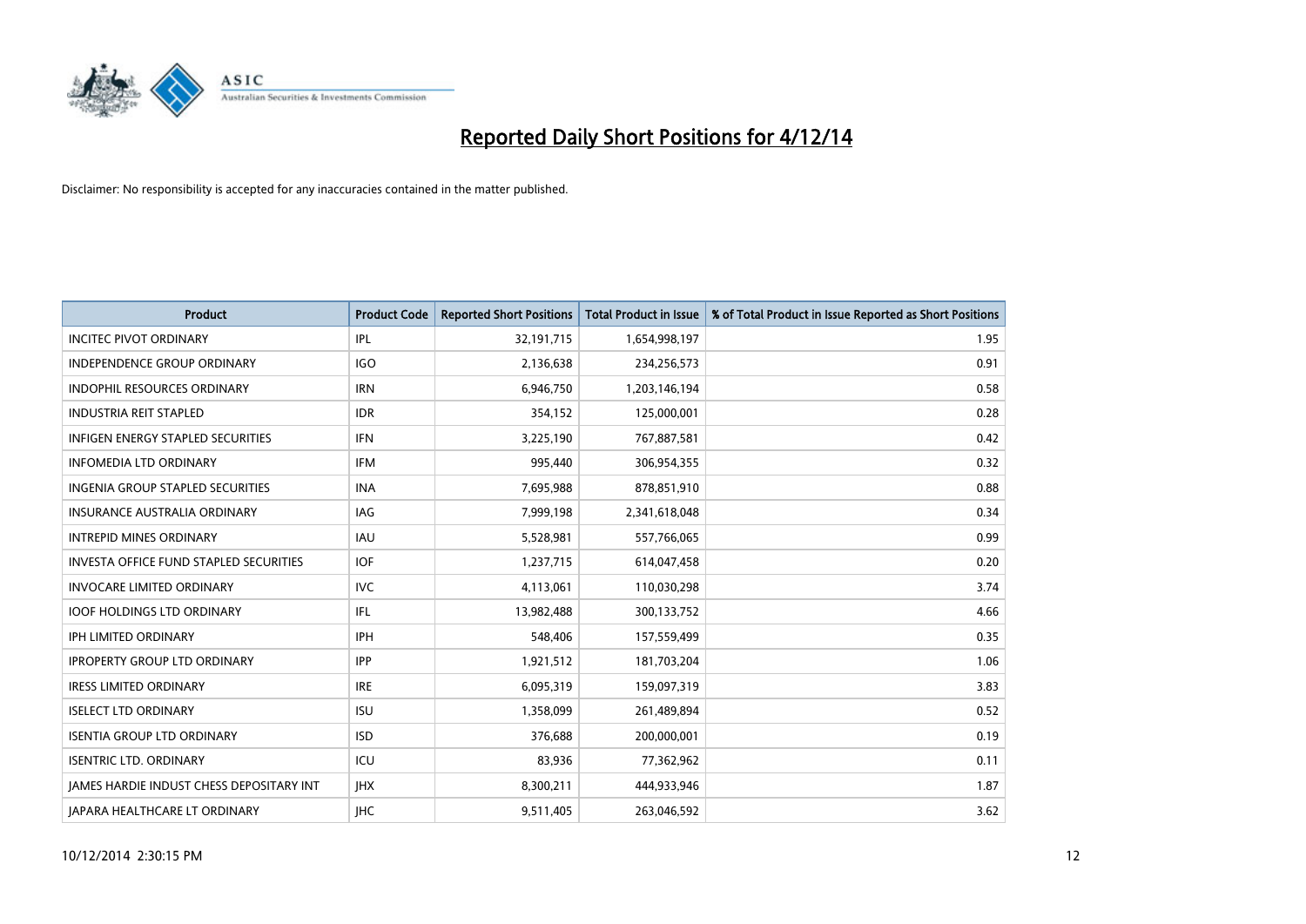# Reported Daily Short Positions for 4/12/14

Disclaimer: No responsibility is accepted for any inaccuracies contained in the matter published.

| Product | Product Code | Reported Short Positions | Total Product in Issue | % of Total Product in Issue Reported as Short Positions |
|---|---|---|---|---|
| INCITEC PIVOT ORDINARY | IPL | 32,191,715 | 1,654,998,197 | 1.95 |
| INDEPENDENCE GROUP ORDINARY | IGO | 2,136,638 | 234,256,573 | 0.91 |
| INDOPHIL RESOURCES ORDINARY | IRN | 6,946,750 | 1,203,146,194 | 0.58 |
| INDUSTRIA REIT STAPLED | IDR | 354,152 | 125,000,001 | 0.28 |
| INFIGEN ENERGY STAPLED SECURITIES | IFN | 3,225,190 | 767,887,581 | 0.42 |
| INFOMEDIA LTD ORDINARY | IFM | 995,440 | 306,954,355 | 0.32 |
| INGENIA GROUP STAPLED SECURITIES | INA | 7,695,988 | 878,851,910 | 0.88 |
| INSURANCE AUSTRALIA ORDINARY | IAG | 7,999,198 | 2,341,618,048 | 0.34 |
| INTREPID MINES ORDINARY | IAU | 5,528,981 | 557,766,065 | 0.99 |
| INVESTA OFFICE FUND STAPLED SECURITIES | IOF | 1,237,715 | 614,047,458 | 0.20 |
| INVOCARE LIMITED ORDINARY | IVC | 4,113,061 | 110,030,298 | 3.74 |
| IOOF HOLDINGS LTD ORDINARY | IFL | 13,982,488 | 300,133,752 | 4.66 |
| IPH LIMITED ORDINARY | IPH | 548,406 | 157,559,499 | 0.35 |
| IPROPERTY GROUP LTD ORDINARY | IPP | 1,921,512 | 181,703,204 | 1.06 |
| IRESS LIMITED ORDINARY | IRE | 6,095,319 | 159,097,319 | 3.83 |
| ISELECT LTD ORDINARY | ISU | 1,358,099 | 261,489,894 | 0.52 |
| ISENTIA GROUP LTD ORDINARY | ISD | 376,688 | 200,000,001 | 0.19 |
| ISENTRIC LTD. ORDINARY | ICU | 83,936 | 77,362,962 | 0.11 |
| JAMES HARDIE INDUST CHESS DEPOSITARY INT | JHX | 8,300,211 | 444,933,946 | 1.87 |
| JAPARA HEALTHCARE LT ORDINARY | JHC | 9,511,405 | 263,046,592 | 3.62 |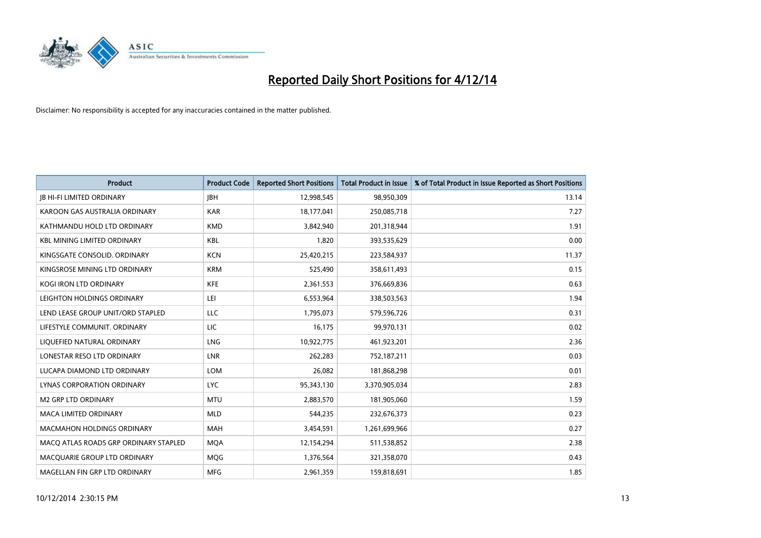# Reported Daily Short Positions for 4/12/14

Disclaimer: No responsibility is accepted for any inaccuracies contained in the matter published.

| Product | Product Code | Reported Short Positions | Total Product in Issue | % of Total Product in Issue Reported as Short Positions |
|---|---|---|---|---|
| JB HI-FI LIMITED ORDINARY | JBH | 12,998,545 | 98,950,309 | 13.14 |
| KAROON GAS AUSTRALIA ORDINARY | KAR | 18,177,041 | 250,085,718 | 7.27 |
| KATHMANDU HOLD LTD ORDINARY | KMD | 3,842,940 | 201,318,944 | 1.91 |
| KBL MINING LIMITED ORDINARY | KBL | 1,820 | 393,535,629 | 0.00 |
| KINGSGATE CONSOLID. ORDINARY | KCN | 25,420,215 | 223,584,937 | 11.37 |
| KINGSROSE MINING LTD ORDINARY | KRM | 525,490 | 358,611,493 | 0.15 |
| KOGI IRON LTD ORDINARY | KFE | 2,361,553 | 376,669,836 | 0.63 |
| LEIGHTON HOLDINGS ORDINARY | LEI | 6,553,964 | 338,503,563 | 1.94 |
| LEND LEASE GROUP UNIT/ORD STAPLED | LLC | 1,795,073 | 579,596,726 | 0.31 |
| LIFESTYLE COMMUNIT. ORDINARY | LIC | 16,175 | 99,970,131 | 0.02 |
| LIQUEFIED NATURAL ORDINARY | LNG | 10,922,775 | 461,923,201 | 2.36 |
| LONESTAR RESO LTD ORDINARY | LNR | 262,283 | 752,187,211 | 0.03 |
| LUCAPA DIAMOND LTD ORDINARY | LOM | 26,082 | 181,868,298 | 0.01 |
| LYNAS CORPORATION ORDINARY | LYC | 95,343,130 | 3,370,905,034 | 2.83 |
| M2 GRP LTD ORDINARY | MTU | 2,883,570 | 181,905,060 | 1.59 |
| MACA LIMITED ORDINARY | MLD | 544,235 | 232,676,373 | 0.23 |
| MACMAHON HOLDINGS ORDINARY | MAH | 3,454,591 | 1,261,699,966 | 0.27 |
| MACQ ATLAS ROADS GRP ORDINARY STAPLED | MQA | 12,154,294 | 511,538,852 | 2.38 |
| MACQUARIE GROUP LTD ORDINARY | MQG | 1,376,564 | 321,358,070 | 0.43 |
| MAGELLAN FIN GRP LTD ORDINARY | MFG | 2,961,359 | 159,818,691 | 1.85 |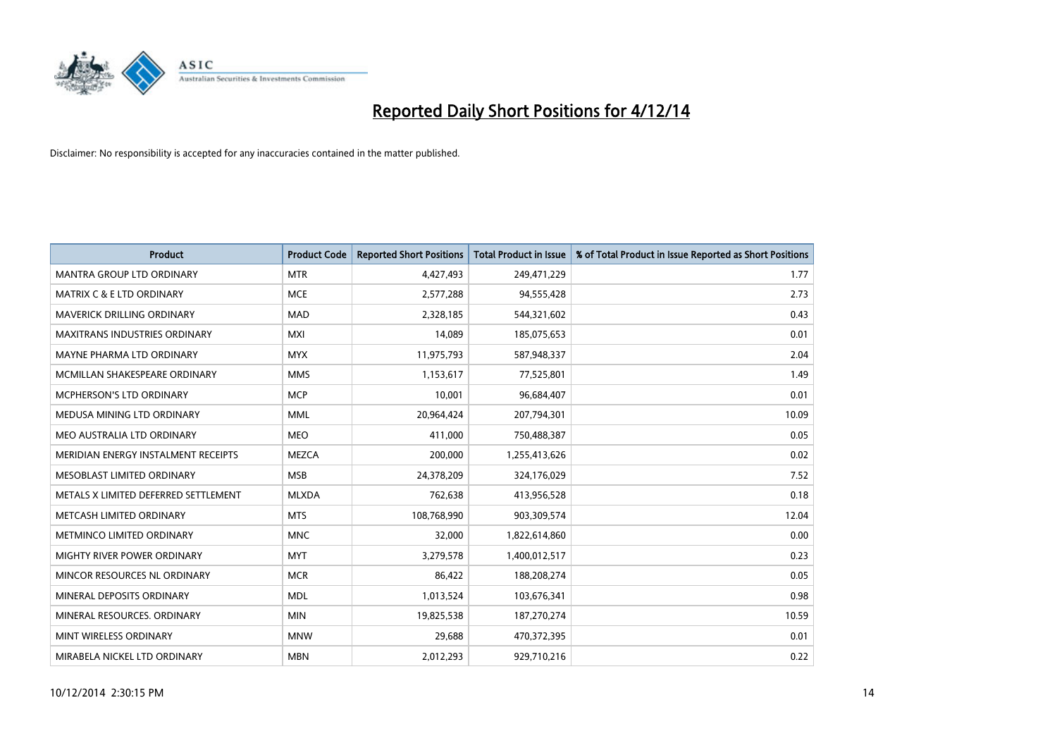# Reported Daily Short Positions for 4/12/14

Disclaimer: No responsibility is accepted for any inaccuracies contained in the matter published.

| Product | Product Code | Reported Short Positions | Total Product in Issue | % of Total Product in Issue Reported as Short Positions |
| --- | --- | --- | --- | --- |
| MANTRA GROUP LTD ORDINARY | MTR | 4,427,493 | 249,471,229 | 1.77 |
| MATRIX C & E LTD ORDINARY | MCE | 2,577,288 | 94,555,428 | 2.73 |
| MAVERICK DRILLING ORDINARY | MAD | 2,328,185 | 544,321,602 | 0.43 |
| MAXITRANS INDUSTRIES ORDINARY | MXI | 14,089 | 185,075,653 | 0.01 |
| MAYNE PHARMA LTD ORDINARY | MYX | 11,975,793 | 587,948,337 | 2.04 |
| MCMILLAN SHAKESPEARE ORDINARY | MMS | 1,153,617 | 77,525,801 | 1.49 |
| MCPHERSON'S LTD ORDINARY | MCP | 10,001 | 96,684,407 | 0.01 |
| MEDUSA MINING LTD ORDINARY | MML | 20,964,424 | 207,794,301 | 10.09 |
| MEO AUSTRALIA LTD ORDINARY | MEO | 411,000 | 750,488,387 | 0.05 |
| MERIDIAN ENERGY INSTALMENT RECEIPTS | MEZCA | 200,000 | 1,255,413,626 | 0.02 |
| MESOBLAST LIMITED ORDINARY | MSB | 24,378,209 | 324,176,029 | 7.52 |
| METALS X LIMITED DEFERRED SETTLEMENT | MLXDA | 762,638 | 413,956,528 | 0.18 |
| METCASH LIMITED ORDINARY | MTS | 108,768,990 | 903,309,574 | 12.04 |
| METMINCO LIMITED ORDINARY | MNC | 32,000 | 1,822,614,860 | 0.00 |
| MIGHTY RIVER POWER ORDINARY | MYT | 3,279,578 | 1,400,012,517 | 0.23 |
| MINCOR RESOURCES NL ORDINARY | MCR | 86,422 | 188,208,274 | 0.05 |
| MINERAL DEPOSITS ORDINARY | MDL | 1,013,524 | 103,676,341 | 0.98 |
| MINERAL RESOURCES. ORDINARY | MIN | 19,825,538 | 187,270,274 | 10.59 |
| MINT WIRELESS ORDINARY | MNW | 29,688 | 470,372,395 | 0.01 |
| MIRABELA NICKEL LTD ORDINARY | MBN | 2,012,293 | 929,710,216 | 0.22 |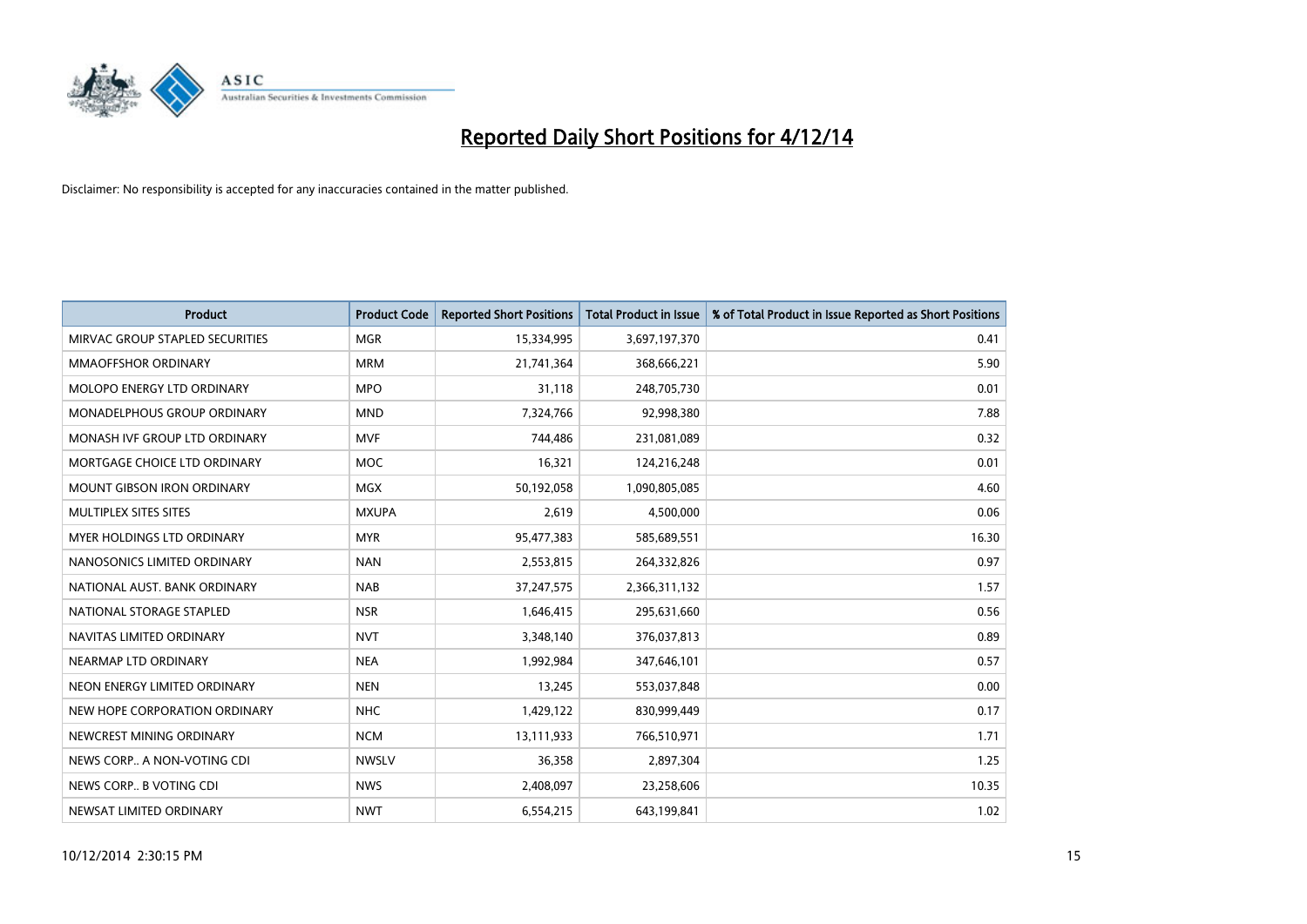# Reported Daily Short Positions for 4/12/14

Disclaimer: No responsibility is accepted for any inaccuracies contained in the matter published.

| Product | Product Code | Reported Short Positions | Total Product in Issue | % of Total Product in Issue Reported as Short Positions |
|---|---|---|---|---|
| MIRVAC GROUP STAPLED SECURITIES | MGR | 15,334,995 | 3,697,197,370 | 0.41 |
| MMAOFFSHOR ORDINARY | MRM | 21,741,364 | 368,666,221 | 5.90 |
| MOLOPO ENERGY LTD ORDINARY | MPO | 31,118 | 248,705,730 | 0.01 |
| MONADELPHOUS GROUP ORDINARY | MND | 7,324,766 | 92,998,380 | 7.88 |
| MONASH IVF GROUP LTD ORDINARY | MVF | 744,486 | 231,081,089 | 0.32 |
| MORTGAGE CHOICE LTD ORDINARY | MOC | 16,321 | 124,216,248 | 0.01 |
| MOUNT GIBSON IRON ORDINARY | MGX | 50,192,058 | 1,090,805,085 | 4.60 |
| MULTIPLEX SITES SITES | MXUPA | 2,619 | 4,500,000 | 0.06 |
| MYER HOLDINGS LTD ORDINARY | MYR | 95,477,383 | 585,689,551 | 16.30 |
| NANOSONICS LIMITED ORDINARY | NAN | 2,553,815 | 264,332,826 | 0.97 |
| NATIONAL AUST. BANK ORDINARY | NAB | 37,247,575 | 2,366,311,132 | 1.57 |
| NATIONAL STORAGE STAPLED | NSR | 1,646,415 | 295,631,660 | 0.56 |
| NAVITAS LIMITED ORDINARY | NVT | 3,348,140 | 376,037,813 | 0.89 |
| NEARMAP LTD ORDINARY | NEA | 1,992,984 | 347,646,101 | 0.57 |
| NEON ENERGY LIMITED ORDINARY | NEN | 13,245 | 553,037,848 | 0.00 |
| NEW HOPE CORPORATION ORDINARY | NHC | 1,429,122 | 830,999,449 | 0.17 |
| NEWCREST MINING ORDINARY | NCM | 13,111,933 | 766,510,971 | 1.71 |
| NEWS CORP.. A NON-VOTING CDI | NWSLV | 36,358 | 2,897,304 | 1.25 |
| NEWS CORP.. B VOTING CDI | NWS | 2,408,097 | 23,258,606 | 10.35 |
| NEWSAT LIMITED ORDINARY | NWT | 6,554,215 | 643,199,841 | 1.02 |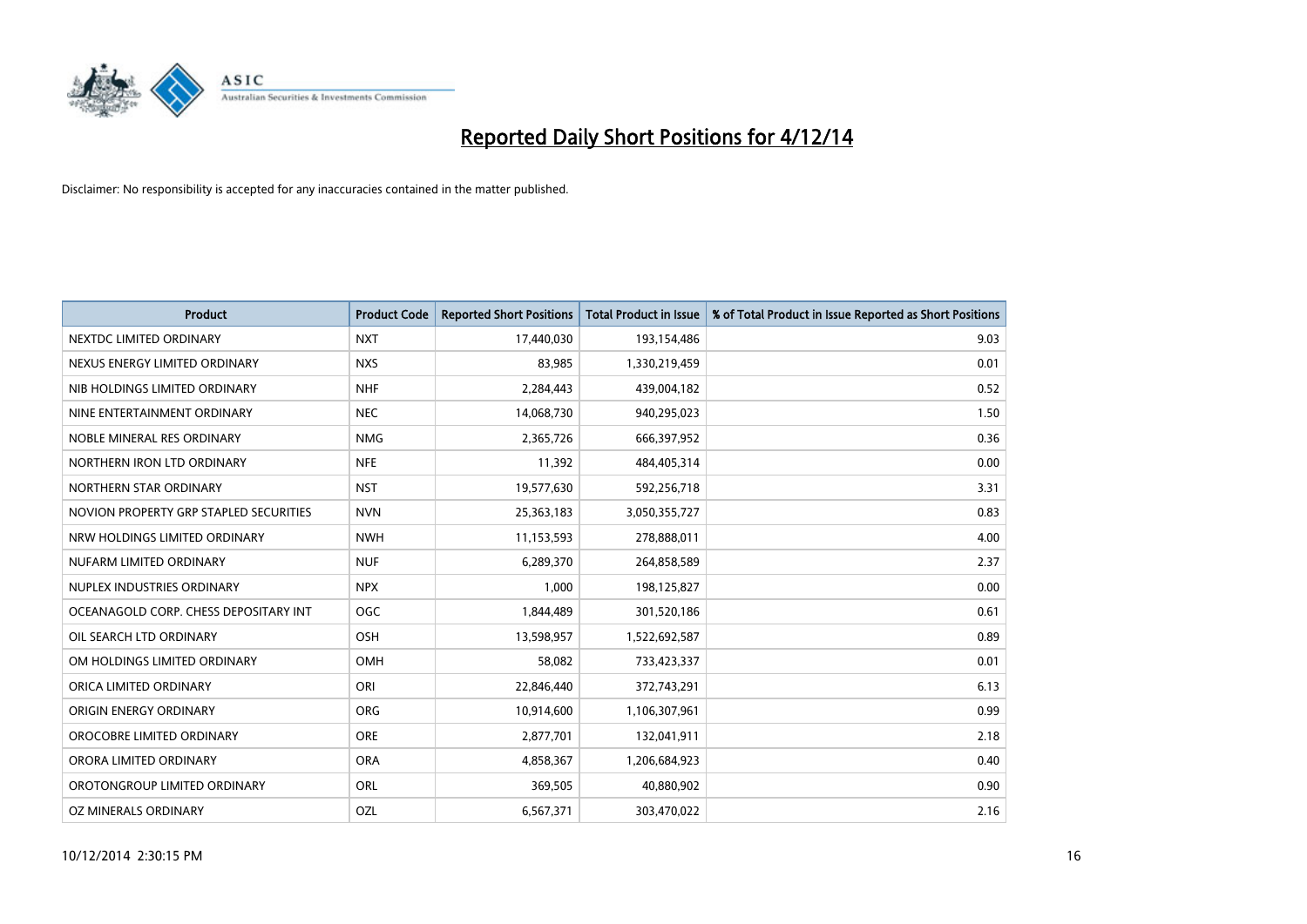# Reported Daily Short Positions for 4/12/14

Disclaimer: No responsibility is accepted for any inaccuracies contained in the matter published.

| Product | Product Code | Reported Short Positions | Total Product in Issue | % of Total Product in Issue Reported as Short Positions |
|---|---|---|---|---|
| NEXTDC LIMITED ORDINARY | NXT | 17,440,030 | 193,154,486 | 9.03 |
| NEXUS ENERGY LIMITED ORDINARY | NXS | 83,985 | 1,330,219,459 | 0.01 |
| NIB HOLDINGS LIMITED ORDINARY | NHF | 2,284,443 | 439,004,182 | 0.52 |
| NINE ENTERTAINMENT ORDINARY | NEC | 14,068,730 | 940,295,023 | 1.50 |
| NOBLE MINERAL RES ORDINARY | NMG | 2,365,726 | 666,397,952 | 0.36 |
| NORTHERN IRON LTD ORDINARY | NFE | 11,392 | 484,405,314 | 0.00 |
| NORTHERN STAR ORDINARY | NST | 19,577,630 | 592,256,718 | 3.31 |
| NOVION PROPERTY GRP STAPLED SECURITIES | NVN | 25,363,183 | 3,050,355,727 | 0.83 |
| NRW HOLDINGS LIMITED ORDINARY | NWH | 11,153,593 | 278,888,011 | 4.00 |
| NUFARM LIMITED ORDINARY | NUF | 6,289,370 | 264,858,589 | 2.37 |
| NUPLEX INDUSTRIES ORDINARY | NPX | 1,000 | 198,125,827 | 0.00 |
| OCEANAGOLD CORP. CHESS DEPOSITARY INT | OGC | 1,844,489 | 301,520,186 | 0.61 |
| OIL SEARCH LTD ORDINARY | OSH | 13,598,957 | 1,522,692,587 | 0.89 |
| OM HOLDINGS LIMITED ORDINARY | OMH | 58,082 | 733,423,337 | 0.01 |
| ORICA LIMITED ORDINARY | ORI | 22,846,440 | 372,743,291 | 6.13 |
| ORIGIN ENERGY ORDINARY | ORG | 10,914,600 | 1,106,307,961 | 0.99 |
| OROCOBRE LIMITED ORDINARY | ORE | 2,877,701 | 132,041,911 | 2.18 |
| ORORA LIMITED ORDINARY | ORA | 4,858,367 | 1,206,684,923 | 0.40 |
| OROTONGROUP LIMITED ORDINARY | ORL | 369,505 | 40,880,902 | 0.90 |
| OZ MINERALS ORDINARY | OZL | 6,567,371 | 303,470,022 | 2.16 |

10/12/2014 2:30:15 PM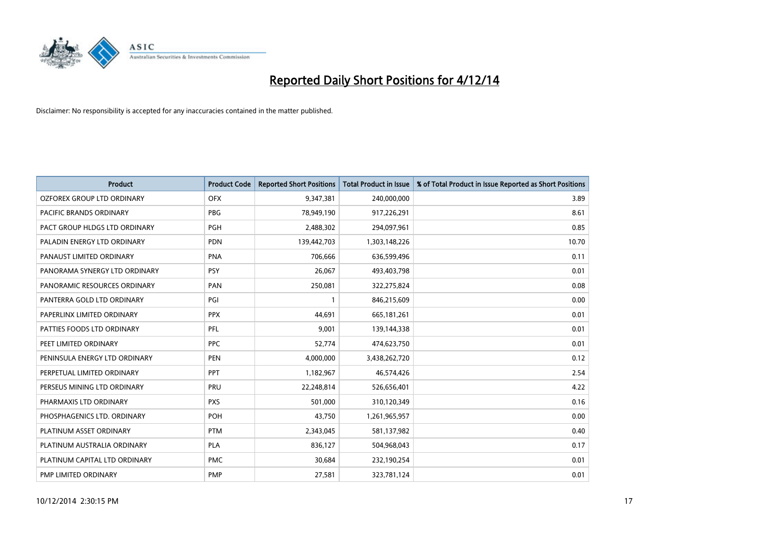# Reported Daily Short Positions for 4/12/14

Disclaimer: No responsibility is accepted for any inaccuracies contained in the matter published.

| Product | Product Code | Reported Short Positions | Total Product in Issue | % of Total Product in Issue Reported as Short Positions |
|---|---|---|---|---|
| OZFOREX GROUP LTD ORDINARY | OFX | 9,347,381 | 240,000,000 | 3.89 |
| PACIFIC BRANDS ORDINARY | PBG | 78,949,190 | 917,226,291 | 8.61 |
| PACT GROUP HLDGS LTD ORDINARY | PGH | 2,488,302 | 294,097,961 | 0.85 |
| PALADIN ENERGY LTD ORDINARY | PDN | 139,442,703 | 1,303,148,226 | 10.70 |
| PANAUST LIMITED ORDINARY | PNA | 706,666 | 636,599,496 | 0.11 |
| PANORAMA SYNERGY LTD ORDINARY | PSY | 26,067 | 493,403,798 | 0.01 |
| PANORAMIC RESOURCES ORDINARY | PAN | 250,081 | 322,275,824 | 0.08 |
| PANTERRA GOLD LTD ORDINARY | PGI | 1 | 846,215,609 | 0.00 |
| PAPERLINX LIMITED ORDINARY | PPX | 44,691 | 665,181,261 | 0.01 |
| PATTIES FOODS LTD ORDINARY | PFL | 9,001 | 139,144,338 | 0.01 |
| PEET LIMITED ORDINARY | PPC | 52,774 | 474,623,750 | 0.01 |
| PENINSULA ENERGY LTD ORDINARY | PEN | 4,000,000 | 3,438,262,720 | 0.12 |
| PERPETUAL LIMITED ORDINARY | PPT | 1,182,967 | 46,574,426 | 2.54 |
| PERSEUS MINING LTD ORDINARY | PRU | 22,248,814 | 526,656,401 | 4.22 |
| PHARMAXIS LTD ORDINARY | PXS | 501,000 | 310,120,349 | 0.16 |
| PHOSPHAGENICS LTD. ORDINARY | POH | 43,750 | 1,261,965,957 | 0.00 |
| PLATINUM ASSET ORDINARY | PTM | 2,343,045 | 581,137,982 | 0.40 |
| PLATINUM AUSTRALIA ORDINARY | PLA | 836,127 | 504,968,043 | 0.17 |
| PLATINUM CAPITAL LTD ORDINARY | PMC | 30,684 | 232,190,254 | 0.01 |
| PMP LIMITED ORDINARY | PMP | 27,581 | 323,781,124 | 0.01 |

10/12/2014 2:30:15 PM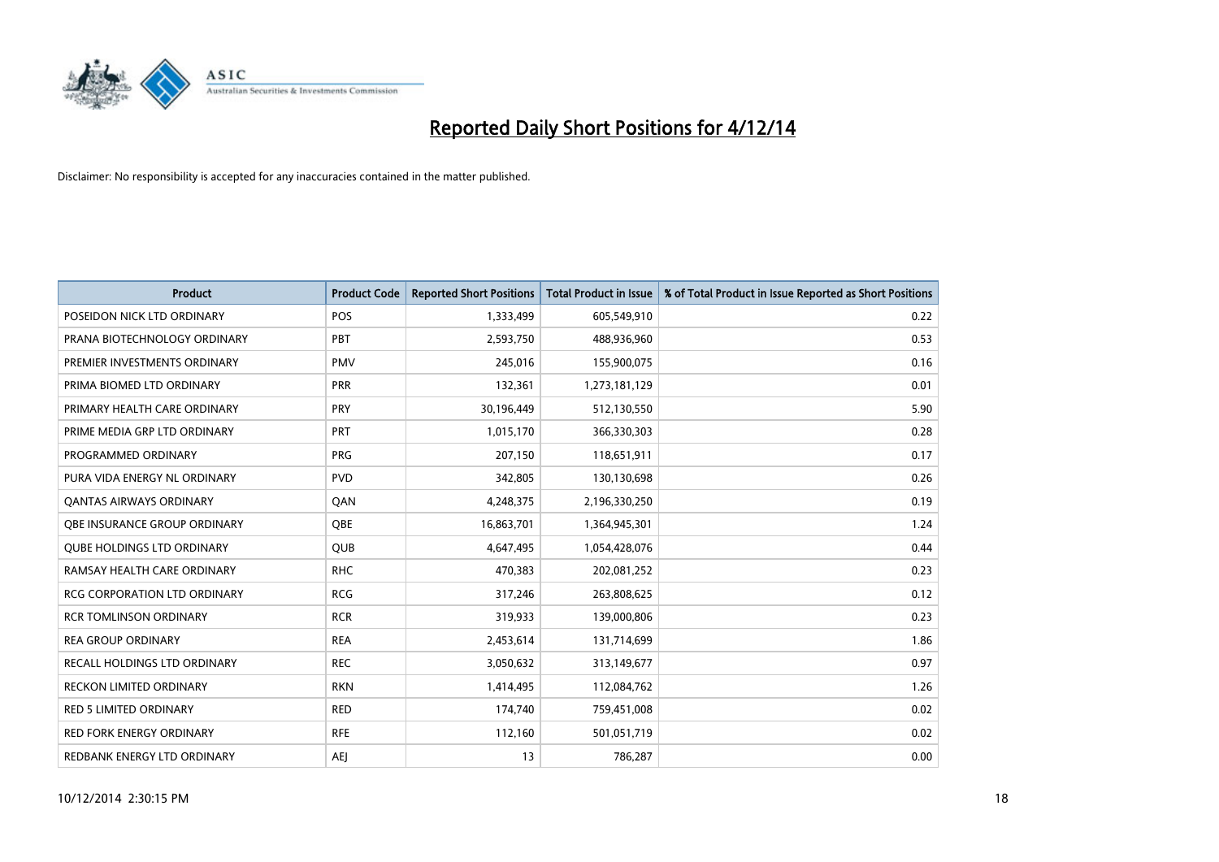# Reported Daily Short Positions for 4/12/14

Disclaimer: No responsibility is accepted for any inaccuracies contained in the matter published.

| Product | Product Code | Reported Short Positions | Total Product in Issue | % of Total Product in Issue Reported as Short Positions |
|---|---|---|---|---|
| POSEIDON NICK LTD ORDINARY | POS | 1,333,499 | 605,549,910 | 0.22 |
| PRANA BIOTECHNOLOGY ORDINARY | PBT | 2,593,750 | 488,936,960 | 0.53 |
| PREMIER INVESTMENTS ORDINARY | PMV | 245,016 | 155,900,075 | 0.16 |
| PRIMA BIOMED LTD ORDINARY | PRR | 132,361 | 1,273,181,129 | 0.01 |
| PRIMARY HEALTH CARE ORDINARY | PRY | 30,196,449 | 512,130,550 | 5.90 |
| PRIME MEDIA GRP LTD ORDINARY | PRT | 1,015,170 | 366,330,303 | 0.28 |
| PROGRAMMED ORDINARY | PRG | 207,150 | 118,651,911 | 0.17 |
| PURA VIDA ENERGY NL ORDINARY | PVD | 342,805 | 130,130,698 | 0.26 |
| QANTAS AIRWAYS ORDINARY | QAN | 4,248,375 | 2,196,330,250 | 0.19 |
| QBE INSURANCE GROUP ORDINARY | QBE | 16,863,701 | 1,364,945,301 | 1.24 |
| QUBE HOLDINGS LTD ORDINARY | QUB | 4,647,495 | 1,054,428,076 | 0.44 |
| RAMSAY HEALTH CARE ORDINARY | RHC | 470,383 | 202,081,252 | 0.23 |
| RCG CORPORATION LTD ORDINARY | RCG | 317,246 | 263,808,625 | 0.12 |
| RCR TOMLINSON ORDINARY | RCR | 319,933 | 139,000,806 | 0.23 |
| REA GROUP ORDINARY | REA | 2,453,614 | 131,714,699 | 1.86 |
| RECALL HOLDINGS LTD ORDINARY | REC | 3,050,632 | 313,149,677 | 0.97 |
| RECKON LIMITED ORDINARY | RKN | 1,414,495 | 112,084,762 | 1.26 |
| RED 5 LIMITED ORDINARY | RED | 174,740 | 759,451,008 | 0.02 |
| RED FORK ENERGY ORDINARY | RFE | 112,160 | 501,051,719 | 0.02 |
| REDBANK ENERGY LTD ORDINARY | AEJ | 13 | 786,287 | 0.00 |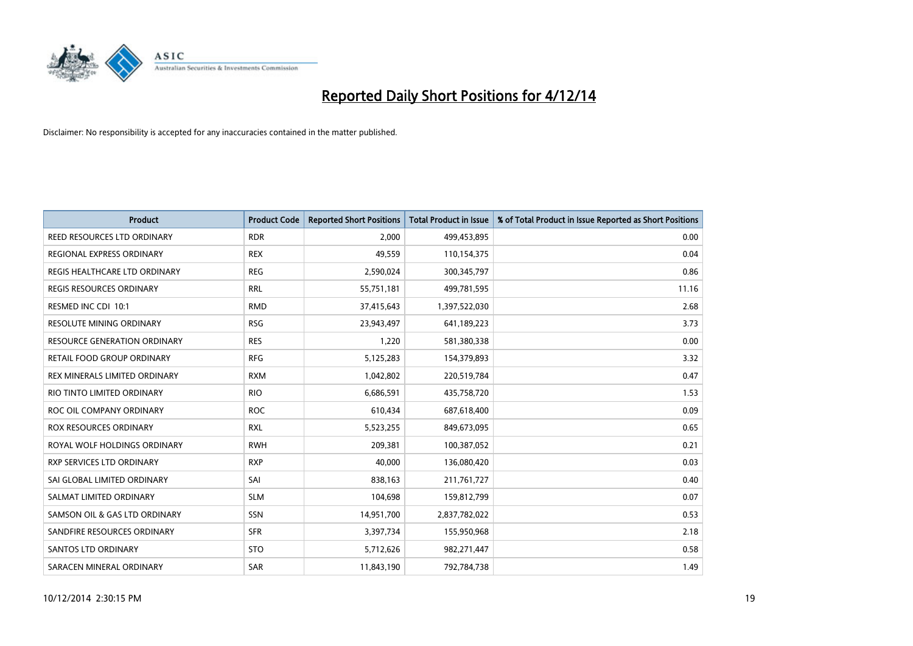# Reported Daily Short Positions for 4/12/14

Disclaimer: No responsibility is accepted for any inaccuracies contained in the matter published.

| Product | Product Code | Reported Short Positions | Total Product in Issue | % of Total Product in Issue Reported as Short Positions |
|---|---|---|---|---|
| REED RESOURCES LTD ORDINARY | RDR | 2,000 | 499,453,895 | 0.00 |
| REGIONAL EXPRESS ORDINARY | REX | 49,559 | 110,154,375 | 0.04 |
| REGIS HEALTHCARE LTD ORDINARY | REG | 2,590,024 | 300,345,797 | 0.86 |
| REGIS RESOURCES ORDINARY | RRL | 55,751,181 | 499,781,595 | 11.16 |
| RESMED INC CDI 10:1 | RMD | 37,415,643 | 1,397,522,030 | 2.68 |
| RESOLUTE MINING ORDINARY | RSG | 23,943,497 | 641,189,223 | 3.73 |
| RESOURCE GENERATION ORDINARY | RES | 1,220 | 581,380,338 | 0.00 |
| RETAIL FOOD GROUP ORDINARY | RFG | 5,125,283 | 154,379,893 | 3.32 |
| REX MINERALS LIMITED ORDINARY | RXM | 1,042,802 | 220,519,784 | 0.47 |
| RIO TINTO LIMITED ORDINARY | RIO | 6,686,591 | 435,758,720 | 1.53 |
| ROC OIL COMPANY ORDINARY | ROC | 610,434 | 687,618,400 | 0.09 |
| ROX RESOURCES ORDINARY | RXL | 5,523,255 | 849,673,095 | 0.65 |
| ROYAL WOLF HOLDINGS ORDINARY | RWH | 209,381 | 100,387,052 | 0.21 |
| RXP SERVICES LTD ORDINARY | RXP | 40,000 | 136,080,420 | 0.03 |
| SAI GLOBAL LIMITED ORDINARY | SAI | 838,163 | 211,761,727 | 0.40 |
| SALMAT LIMITED ORDINARY | SLM | 104,698 | 159,812,799 | 0.07 |
| SAMSON OIL & GAS LTD ORDINARY | SSN | 14,951,700 | 2,837,782,022 | 0.53 |
| SANDFIRE RESOURCES ORDINARY | SFR | 3,397,734 | 155,950,968 | 2.18 |
| SANTOS LTD ORDINARY | STO | 5,712,626 | 982,271,447 | 0.58 |
| SARACEN MINERAL ORDINARY | SAR | 11,843,190 | 792,784,738 | 1.49 |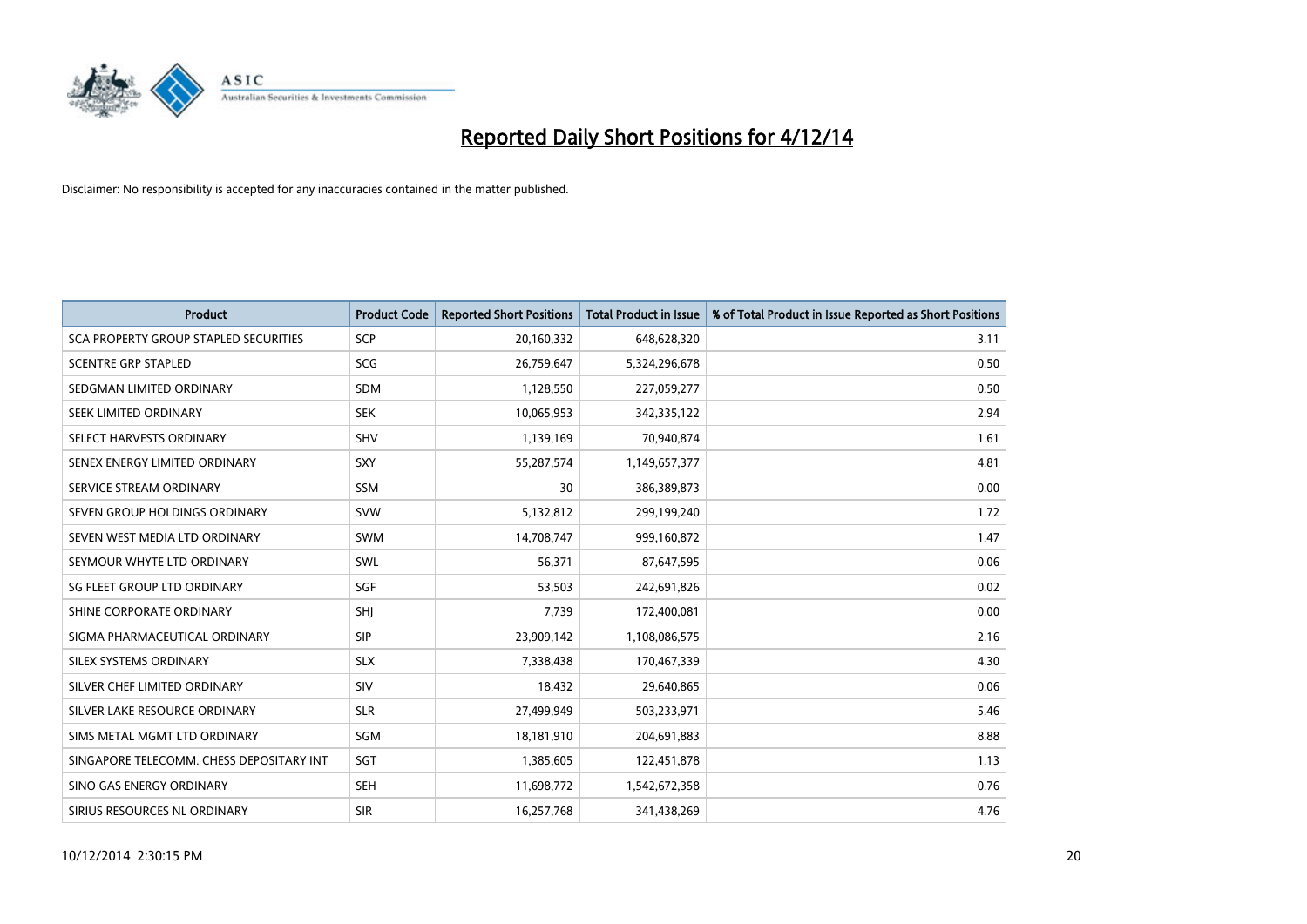# Reported Daily Short Positions for 4/12/14

Disclaimer: No responsibility is accepted for any inaccuracies contained in the matter published.

| Product | Product Code | Reported Short Positions | Total Product in Issue | % of Total Product in Issue Reported as Short Positions |
|---|---|---|---|---|
| SCA PROPERTY GROUP STAPLED SECURITIES | SCP | 20,160,332 | 648,628,320 | 3.11 |
| SCENTRE GRP STAPLED | SCG | 26,759,647 | 5,324,296,678 | 0.50 |
| SEDGMAN LIMITED ORDINARY | SDM | 1,128,550 | 227,059,277 | 0.50 |
| SEEK LIMITED ORDINARY | SEK | 10,065,953 | 342,335,122 | 2.94 |
| SELECT HARVESTS ORDINARY | SHV | 1,139,169 | 70,940,874 | 1.61 |
| SENEX ENERGY LIMITED ORDINARY | SXY | 55,287,574 | 1,149,657,377 | 4.81 |
| SERVICE STREAM ORDINARY | SSM | 30 | 386,389,873 | 0.00 |
| SEVEN GROUP HOLDINGS ORDINARY | SVW | 5,132,812 | 299,199,240 | 1.72 |
| SEVEN WEST MEDIA LTD ORDINARY | SWM | 14,708,747 | 999,160,872 | 1.47 |
| SEYMOUR WHYTE LTD ORDINARY | SWL | 56,371 | 87,647,595 | 0.06 |
| SG FLEET GROUP LTD ORDINARY | SGF | 53,503 | 242,691,826 | 0.02 |
| SHINE CORPORATE ORDINARY | SHJ | 7,739 | 172,400,081 | 0.00 |
| SIGMA PHARMACEUTICAL ORDINARY | SIP | 23,909,142 | 1,108,086,575 | 2.16 |
| SILEX SYSTEMS ORDINARY | SLX | 7,338,438 | 170,467,339 | 4.30 |
| SILVER CHEF LIMITED ORDINARY | SIV | 18,432 | 29,640,865 | 0.06 |
| SILVER LAKE RESOURCE ORDINARY | SLR | 27,499,949 | 503,233,971 | 5.46 |
| SIMS METAL MGMT LTD ORDINARY | SGM | 18,181,910 | 204,691,883 | 8.88 |
| SINGAPORE TELECOMM. CHESS DEPOSITARY INT | SGT | 1,385,605 | 122,451,878 | 1.13 |
| SINO GAS ENERGY ORDINARY | SEH | 11,698,772 | 1,542,672,358 | 0.76 |
| SIRIUS RESOURCES NL ORDINARY | SIR | 16,257,768 | 341,438,269 | 4.76 |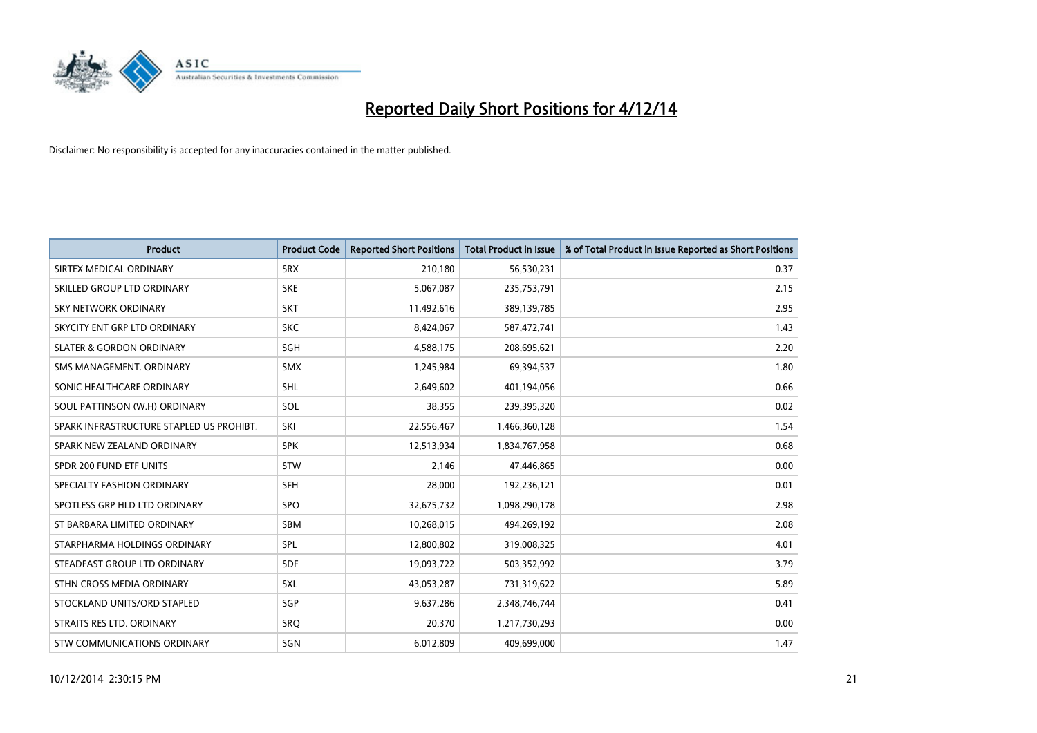# Reported Daily Short Positions for 4/12/14

Disclaimer: No responsibility is accepted for any inaccuracies contained in the matter published.

| Product | Product Code | Reported Short Positions | Total Product in Issue | % of Total Product in Issue Reported as Short Positions |
|---|---|---|---|---|
| SIRTEX MEDICAL ORDINARY | SRX | 210,180 | 56,530,231 | 0.37 |
| SKILLED GROUP LTD ORDINARY | SKE | 5,067,087 | 235,753,791 | 2.15 |
| SKY NETWORK ORDINARY | SKT | 11,492,616 | 389,139,785 | 2.95 |
| SKYCITY ENT GRP LTD ORDINARY | SKC | 8,424,067 | 587,472,741 | 1.43 |
| SLATER & GORDON ORDINARY | SGH | 4,588,175 | 208,695,621 | 2.20 |
| SMS MANAGEMENT. ORDINARY | SMX | 1,245,984 | 69,394,537 | 1.80 |
| SONIC HEALTHCARE ORDINARY | SHL | 2,649,602 | 401,194,056 | 0.66 |
| SOUL PATTINSON (W.H) ORDINARY | SOL | 38,355 | 239,395,320 | 0.02 |
| SPARK INFRASTRUCTURE STAPLED US PROHIBT. | SKI | 22,556,467 | 1,466,360,128 | 1.54 |
| SPARK NEW ZEALAND ORDINARY | SPK | 12,513,934 | 1,834,767,958 | 0.68 |
| SPDR 200 FUND ETF UNITS | STW | 2,146 | 47,446,865 | 0.00 |
| SPECIALTY FASHION ORDINARY | SFH | 28,000 | 192,236,121 | 0.01 |
| SPOTLESS GRP HLD LTD ORDINARY | SPO | 32,675,732 | 1,098,290,178 | 2.98 |
| ST BARBARA LIMITED ORDINARY | SBM | 10,268,015 | 494,269,192 | 2.08 |
| STARPHARMA HOLDINGS ORDINARY | SPL | 12,800,802 | 319,008,325 | 4.01 |
| STEADFAST GROUP LTD ORDINARY | SDF | 19,093,722 | 503,352,992 | 3.79 |
| STHN CROSS MEDIA ORDINARY | SXL | 43,053,287 | 731,319,622 | 5.89 |
| STOCKLAND UNITS/ORD STAPLED | SGP | 9,637,286 | 2,348,746,744 | 0.41 |
| STRAITS RES LTD. ORDINARY | SRQ | 20,370 | 1,217,730,293 | 0.00 |
| STW COMMUNICATIONS ORDINARY | SGN | 6,012,809 | 409,699,000 | 1.47 |

10/12/2014 2:30:15 PM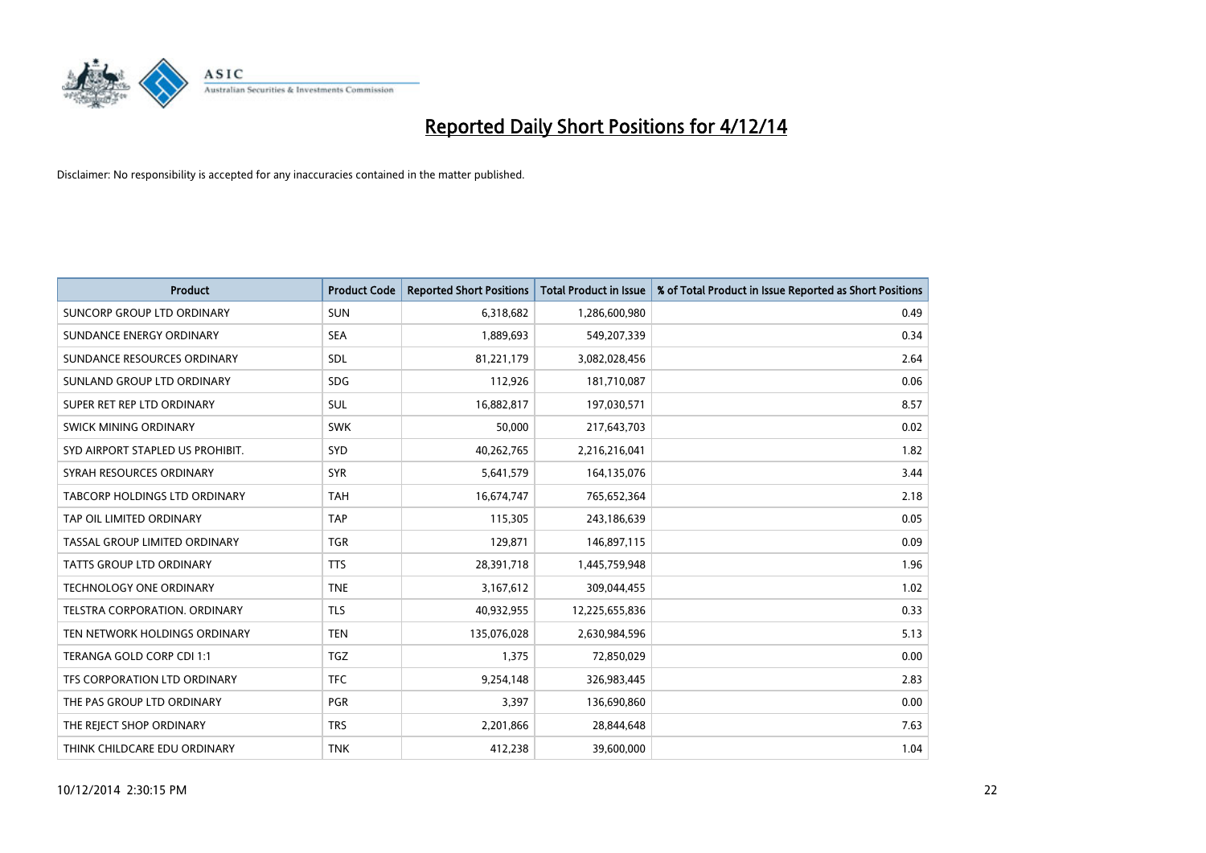# Reported Daily Short Positions for 4/12/14

Disclaimer: No responsibility is accepted for any inaccuracies contained in the matter published.

| Product | Product Code | Reported Short Positions | Total Product in Issue | % of Total Product in Issue Reported as Short Positions |
| --- | --- | --- | --- | --- |
| SUNCORP GROUP LTD ORDINARY | SUN | 6,318,682 | 1,286,600,980 | 0.49 |
| SUNDANCE ENERGY ORDINARY | SEA | 1,889,693 | 549,207,339 | 0.34 |
| SUNDANCE RESOURCES ORDINARY | SDL | 81,221,179 | 3,082,028,456 | 2.64 |
| SUNLAND GROUP LTD ORDINARY | SDG | 112,926 | 181,710,087 | 0.06 |
| SUPER RET REP LTD ORDINARY | SUL | 16,882,817 | 197,030,571 | 8.57 |
| SWICK MINING ORDINARY | SWK | 50,000 | 217,643,703 | 0.02 |
| SYD AIRPORT STAPLED US PROHIBIT. | SYD | 40,262,765 | 2,216,216,041 | 1.82 |
| SYRAH RESOURCES ORDINARY | SYR | 5,641,579 | 164,135,076 | 3.44 |
| TABCORP HOLDINGS LTD ORDINARY | TAH | 16,674,747 | 765,652,364 | 2.18 |
| TAP OIL LIMITED ORDINARY | TAP | 115,305 | 243,186,639 | 0.05 |
| TASSAL GROUP LIMITED ORDINARY | TGR | 129,871 | 146,897,115 | 0.09 |
| TATTS GROUP LTD ORDINARY | TTS | 28,391,718 | 1,445,759,948 | 1.96 |
| TECHNOLOGY ONE ORDINARY | TNE | 3,167,612 | 309,044,455 | 1.02 |
| TELSTRA CORPORATION. ORDINARY | TLS | 40,932,955 | 12,225,655,836 | 0.33 |
| TEN NETWORK HOLDINGS ORDINARY | TEN | 135,076,028 | 2,630,984,596 | 5.13 |
| TERANGA GOLD CORP CDI 1:1 | TGZ | 1,375 | 72,850,029 | 0.00 |
| TFS CORPORATION LTD ORDINARY | TFC | 9,254,148 | 326,983,445 | 2.83 |
| THE PAS GROUP LTD ORDINARY | PGR | 3,397 | 136,690,860 | 0.00 |
| THE REJECT SHOP ORDINARY | TRS | 2,201,866 | 28,844,648 | 7.63 |
| THINK CHILDCARE EDU ORDINARY | TNK | 412,238 | 39,600,000 | 1.04 |

10/12/2014 2:30:15 PM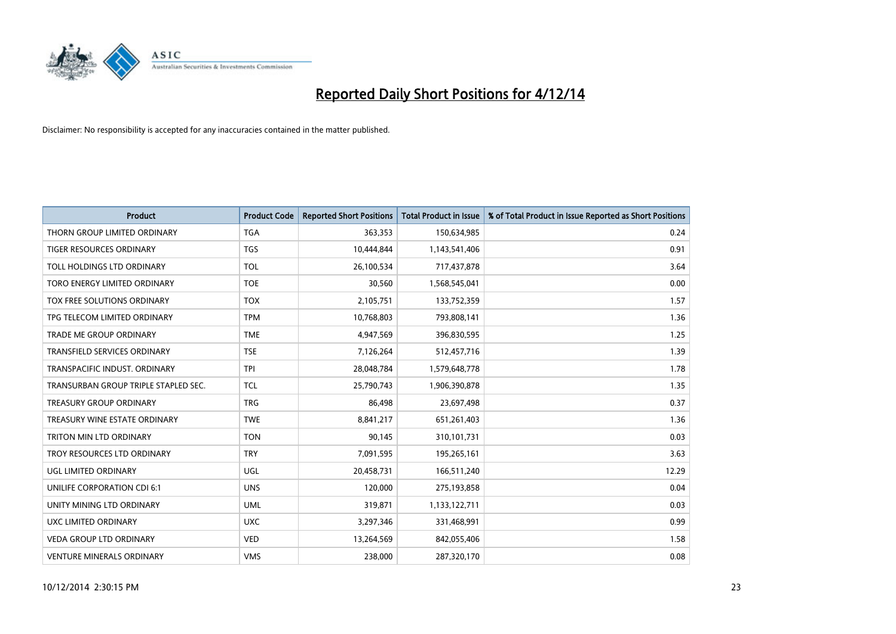# Reported Daily Short Positions for 4/12/14

Disclaimer: No responsibility is accepted for any inaccuracies contained in the matter published.

| Product | Product Code | Reported Short Positions | Total Product in Issue | % of Total Product in Issue Reported as Short Positions |
|---|---|---|---|---|
| THORN GROUP LIMITED ORDINARY | TGA | 363,353 | 150,634,985 | 0.24 |
| TIGER RESOURCES ORDINARY | TGS | 10,444,844 | 1,143,541,406 | 0.91 |
| TOLL HOLDINGS LTD ORDINARY | TOL | 26,100,534 | 717,437,878 | 3.64 |
| TORO ENERGY LIMITED ORDINARY | TOE | 30,560 | 1,568,545,041 | 0.00 |
| TOX FREE SOLUTIONS ORDINARY | TOX | 2,105,751 | 133,752,359 | 1.57 |
| TPG TELECOM LIMITED ORDINARY | TPM | 10,768,803 | 793,808,141 | 1.36 |
| TRADE ME GROUP ORDINARY | TME | 4,947,569 | 396,830,595 | 1.25 |
| TRANSFIELD SERVICES ORDINARY | TSE | 7,126,264 | 512,457,716 | 1.39 |
| TRANSPACIFIC INDUST. ORDINARY | TPI | 28,048,784 | 1,579,648,778 | 1.78 |
| TRANSURBAN GROUP TRIPLE STAPLED SEC. | TCL | 25,790,743 | 1,906,390,878 | 1.35 |
| TREASURY GROUP ORDINARY | TRG | 86,498 | 23,697,498 | 0.37 |
| TREASURY WINE ESTATE ORDINARY | TWE | 8,841,217 | 651,261,403 | 1.36 |
| TRITON MIN LTD ORDINARY | TON | 90,145 | 310,101,731 | 0.03 |
| TROY RESOURCES LTD ORDINARY | TRY | 7,091,595 | 195,265,161 | 3.63 |
| UGL LIMITED ORDINARY | UGL | 20,458,731 | 166,511,240 | 12.29 |
| UNILIFE CORPORATION CDI 6:1 | UNS | 120,000 | 275,193,858 | 0.04 |
| UNITY MINING LTD ORDINARY | UML | 319,871 | 1,133,122,711 | 0.03 |
| UXC LIMITED ORDINARY | UXC | 3,297,346 | 331,468,991 | 0.99 |
| VEDA GROUP LTD ORDINARY | VED | 13,264,569 | 842,055,406 | 1.58 |
| VENTURE MINERALS ORDINARY | VMS | 238,000 | 287,320,170 | 0.08 |

10/12/2014 2:30:15 PM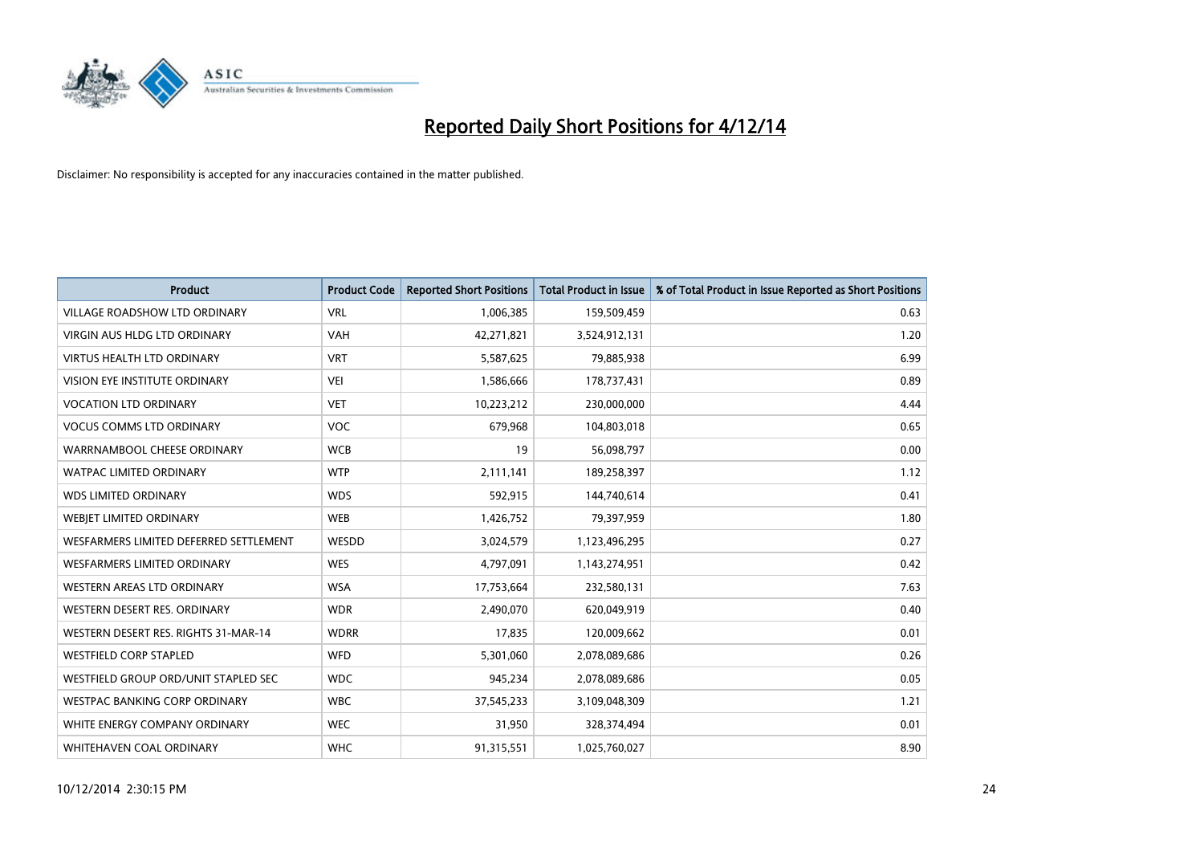# Reported Daily Short Positions for 4/12/14

Disclaimer: No responsibility is accepted for any inaccuracies contained in the matter published.

| Product | Product Code | Reported Short Positions | Total Product in Issue | % of Total Product in Issue Reported as Short Positions |
|---|---|---|---|---|
| VILLAGE ROADSHOW LTD ORDINARY | VRL | 1,006,385 | 159,509,459 | 0.63 |
| VIRGIN AUS HLDG LTD ORDINARY | VAH | 42,271,821 | 3,524,912,131 | 1.20 |
| VIRTUS HEALTH LTD ORDINARY | VRT | 5,587,625 | 79,885,938 | 6.99 |
| VISION EYE INSTITUTE ORDINARY | VEI | 1,586,666 | 178,737,431 | 0.89 |
| VOCATION LTD ORDINARY | VET | 10,223,212 | 230,000,000 | 4.44 |
| VOCUS COMMS LTD ORDINARY | VOC | 679,968 | 104,803,018 | 0.65 |
| WARRNAMBOOL CHEESE ORDINARY | WCB | 19 | 56,098,797 | 0.00 |
| WATPAC LIMITED ORDINARY | WTP | 2,111,141 | 189,258,397 | 1.12 |
| WDS LIMITED ORDINARY | WDS | 592,915 | 144,740,614 | 0.41 |
| WEBJET LIMITED ORDINARY | WEB | 1,426,752 | 79,397,959 | 1.80 |
| WESFARMERS LIMITED DEFERRED SETTLEMENT | WESDD | 3,024,579 | 1,123,496,295 | 0.27 |
| WESFARMERS LIMITED ORDINARY | WES | 4,797,091 | 1,143,274,951 | 0.42 |
| WESTERN AREAS LTD ORDINARY | WSA | 17,753,664 | 232,580,131 | 7.63 |
| WESTERN DESERT RES. ORDINARY | WDR | 2,490,070 | 620,049,919 | 0.40 |
| WESTERN DESERT RES. RIGHTS 31-MAR-14 | WDRR | 17,835 | 120,009,662 | 0.01 |
| WESTFIELD CORP STAPLED | WFD | 5,301,060 | 2,078,089,686 | 0.26 |
| WESTFIELD GROUP ORD/UNIT STAPLED SEC | WDC | 945,234 | 2,078,089,686 | 0.05 |
| WESTPAC BANKING CORP ORDINARY | WBC | 37,545,233 | 3,109,048,309 | 1.21 |
| WHITE ENERGY COMPANY ORDINARY | WEC | 31,950 | 328,374,494 | 0.01 |
| WHITEHAVEN COAL ORDINARY | WHC | 91,315,551 | 1,025,760,027 | 8.90 |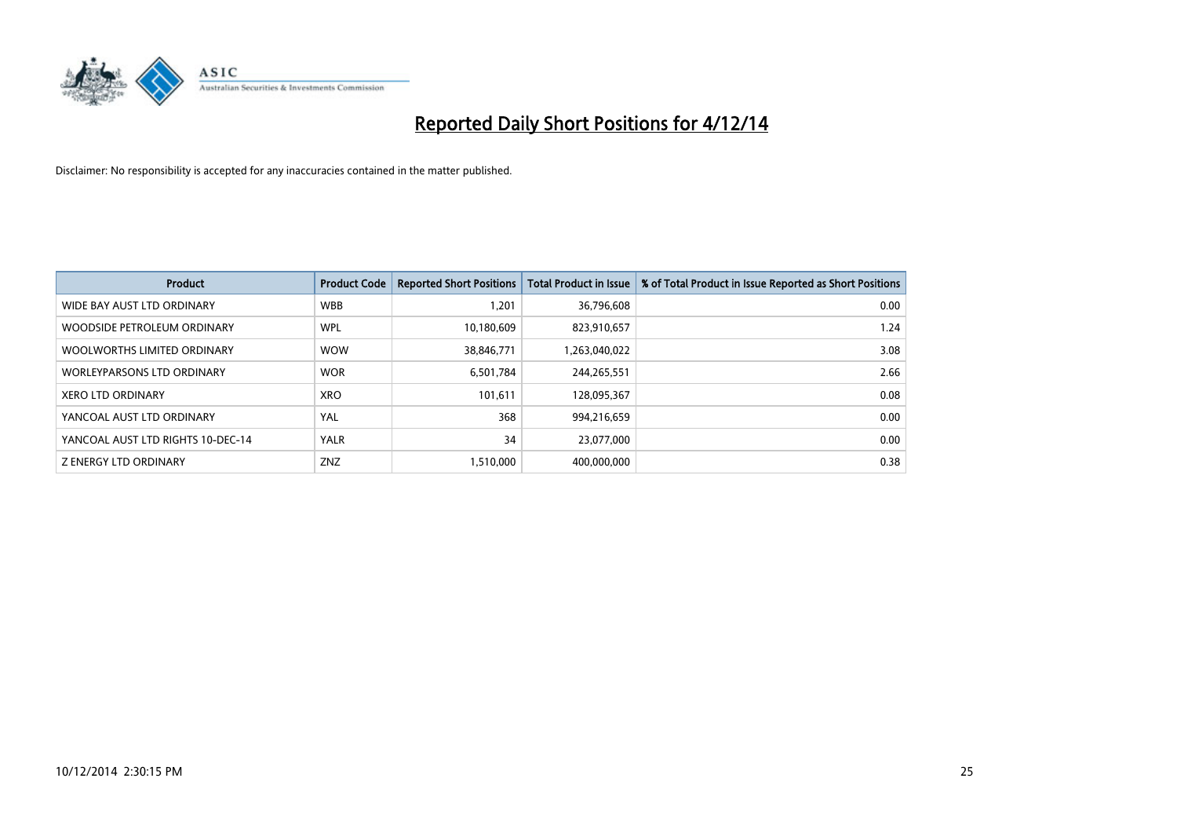# Reported Daily Short Positions for 4/12/14

Disclaimer: No responsibility is accepted for any inaccuracies contained in the matter published.

| Product | Product Code | Reported Short Positions | Total Product in Issue | % of Total Product in Issue Reported as Short Positions |
|---|---|---|---|---|
| WIDE BAY AUST LTD ORDINARY | WBB | 1,201 | 36,796,608 | 0.00 |
| WOODSIDE PETROLEUM ORDINARY | WPL | 10,180,609 | 823,910,657 | 1.24 |
| WOOLWORTHS LIMITED ORDINARY | WOW | 38,846,771 | 1,263,040,022 | 3.08 |
| WORLEYPARSONS LTD ORDINARY | WOR | 6,501,784 | 244,265,551 | 2.66 |
| XERO LTD ORDINARY | XRO | 101,611 | 128,095,367 | 0.08 |
| YANCOAL AUST LTD ORDINARY | YAL | 368 | 994,216,659 | 0.00 |
| YANCOAL AUST LTD RIGHTS 10-DEC-14 | YALR | 34 | 23,077,000 | 0.00 |
| Z ENERGY LTD ORDINARY | ZNZ | 1,510,000 | 400,000,000 | 0.38 |

10/12/2014 2:30:15 PM